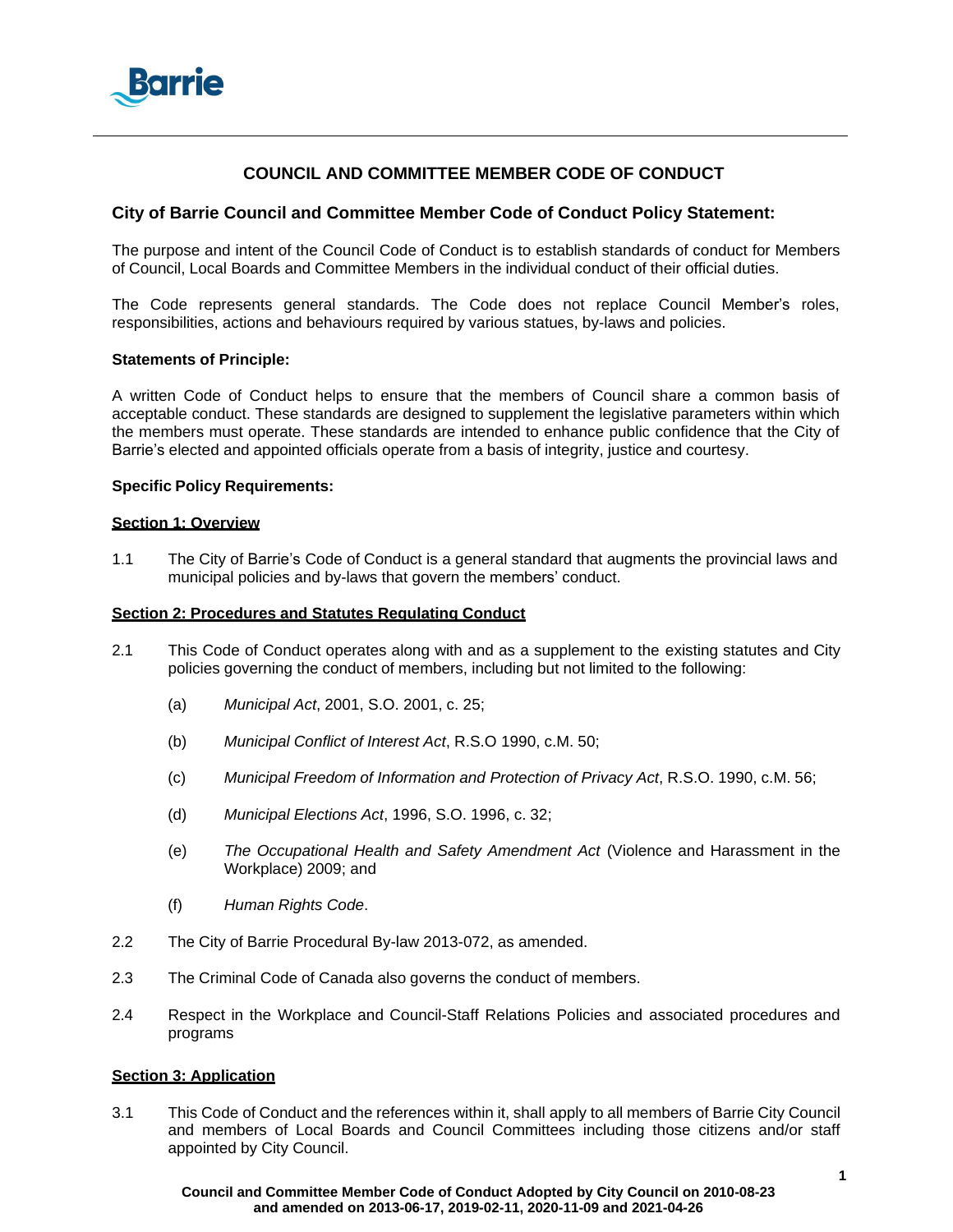# COUNCIL AND COMMITTEE MEMBER CODE OF CONDUCT

## City of Barrie Council and Committee Member Code of Conduct Policy Statement:

The purpose and intent of the Council Code of Conduct is to establish standards of conduct for Members of Council, Local Boards and Committee Members in the individual conduct of their official duties.

The Code represents general standards. The Code does not replace Council Member's roles, responsibilities, actions and behaviours required by various statues, by-laws and policies.

**Statements of Principle:**

A written Code of Conduct helps to ensure that the members of Council share a common basis of acceptable conduct. These standards are designed to supplement the legislative parameters within which the members must operate. These standards are intended to enhance public confidence that the City of Barrie's elected and appointed officials operate from a basis of integrity, justice and courtesy.

**Specific Policy Requirements:**

**Section 1: Overview**

1.1 The City of Barrie's Code of Conduct is a general standard that augments the provincial laws and municipal policies and by-laws that govern the members' conduct.

**Section 2: Procedures and Statutes Regulating Conduct**

2.1 This Code of Conduct operates along with and as a supplement to the existing statutes and City policies governing the conduct of members, including but not limited to the following:

(a) *Municipal Act*, 2001, S.O. 2001, c. 25;

(b) *Municipal Conflict of Interest Act*, R.S.O 1990, c.M. 50;

(c) *Municipal Freedom of Information and Protection of Privacy Act*, R.S.O. 1990, c.M. 56;

(d) *Municipal Elections Act*, 1996, S.O. 1996, c. 32;

(e) *The Occupational Health and Safety Amendment Act* (Violence and Harassment in the Workplace) 2009; and

(f) *Human Rights Code*.

2.2 The City of Barrie Procedural By-law 2013-072, as amended.

2.3 The Criminal Code of Canada also governs the conduct of members.

2.4 Respect in the Workplace and Council-Staff Relations Policies and associated procedures and programs

**Section 3: Application**

3.1 This Code of Conduct and the references within it, shall apply to all members of Barrie City Council and members of Local Boards and Council Committees including those citizens and/or staff appointed by City Council.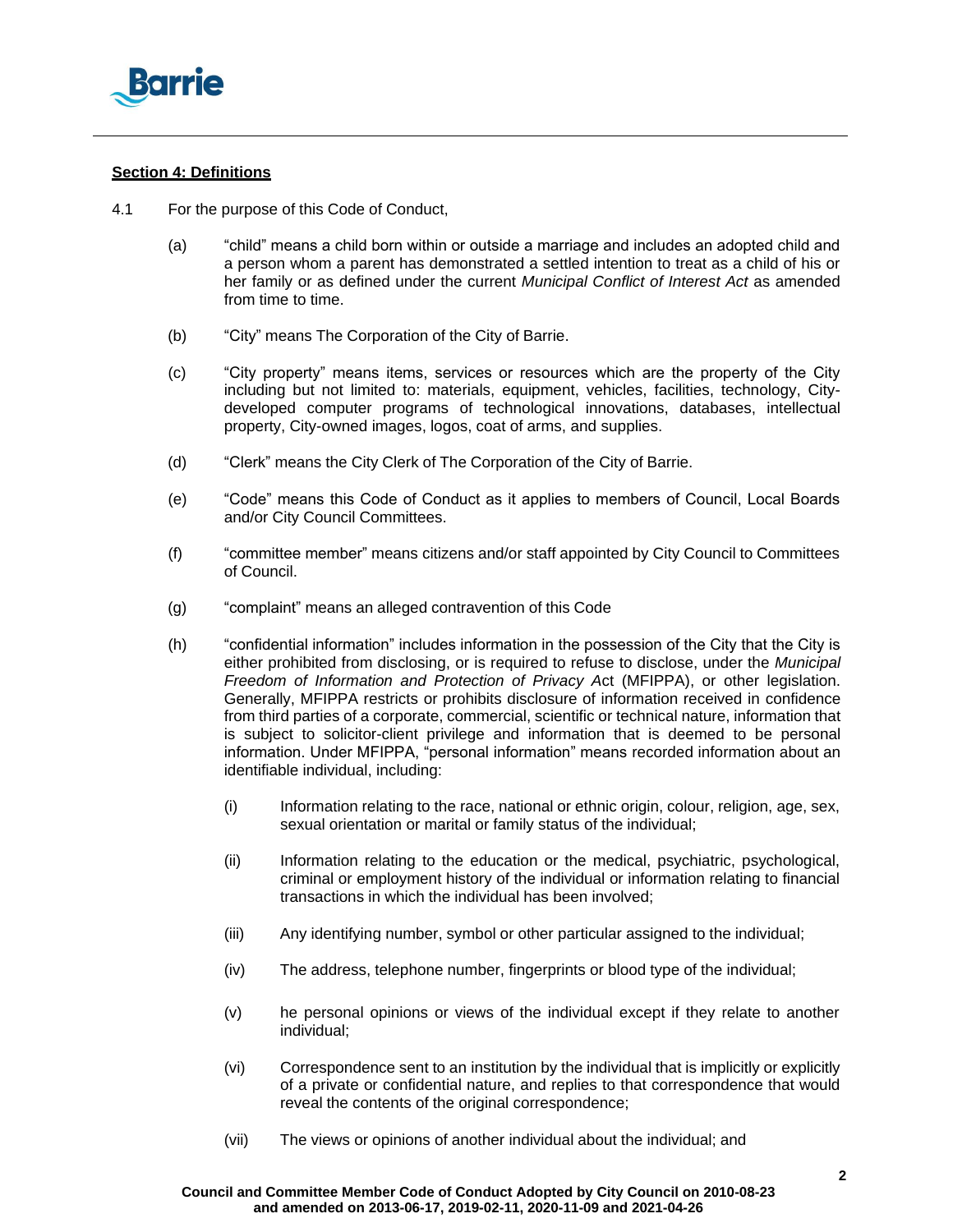**Section 4: Definitions**

4.1 For the purpose of this Code of Conduct,

(a) "child" means a child born within or outside a marriage and includes an adopted child and a person whom a parent has demonstrated a settled intention to treat as a child of his or her family or as defined under the current *Municipal Conflict of Interest Act* as amended from time to time.

(b) "City" means The Corporation of the City of Barrie.

(c) "City property" means items, services or resources which are the property of the City including but not limited to: materials, equipment, vehicles, facilities, technology, City-developed computer programs of technological innovations, databases, intellectual property, City-owned images, logos, coat of arms, and supplies.

(d) "Clerk" means the City Clerk of The Corporation of the City of Barrie.

(e) "Code" means this Code of Conduct as it applies to members of Council, Local Boards and/or City Council Committees.

(f) "committee member" means citizens and/or staff appointed by City Council to Committees of Council.

(g) "complaint" means an alleged contravention of this Code

(h) "confidential information" includes information in the possession of the City that the City is either prohibited from disclosing, or is required to refuse to disclose, under the *Municipal Freedom of Information and Protection of Privacy A*ct (MFIPPA), or other legislation. Generally, MFIPPA restricts or prohibits disclosure of information received in confidence from third parties of a corporate, commercial, scientific or technical nature, information that is subject to solicitor-client privilege and information that is deemed to be personal information. Under MFIPPA, "personal information" means recorded information about an identifiable individual, including:

(i) Information relating to the race, national or ethnic origin, colour, religion, age, sex, sexual orientation or marital or family status of the individual;

(ii) Information relating to the education or the medical, psychiatric, psychological, criminal or employment history of the individual or information relating to financial transactions in which the individual has been involved;

(iii) Any identifying number, symbol or other particular assigned to the individual;

(iv) The address, telephone number, fingerprints or blood type of the individual;

(v) he personal opinions or views of the individual except if they relate to another individual;

(vi) Correspondence sent to an institution by the individual that is implicitly or explicitly of a private or confidential nature, and replies to that correspondence that would reveal the contents of the original correspondence;

(vii) The views or opinions of another individual about the individual; and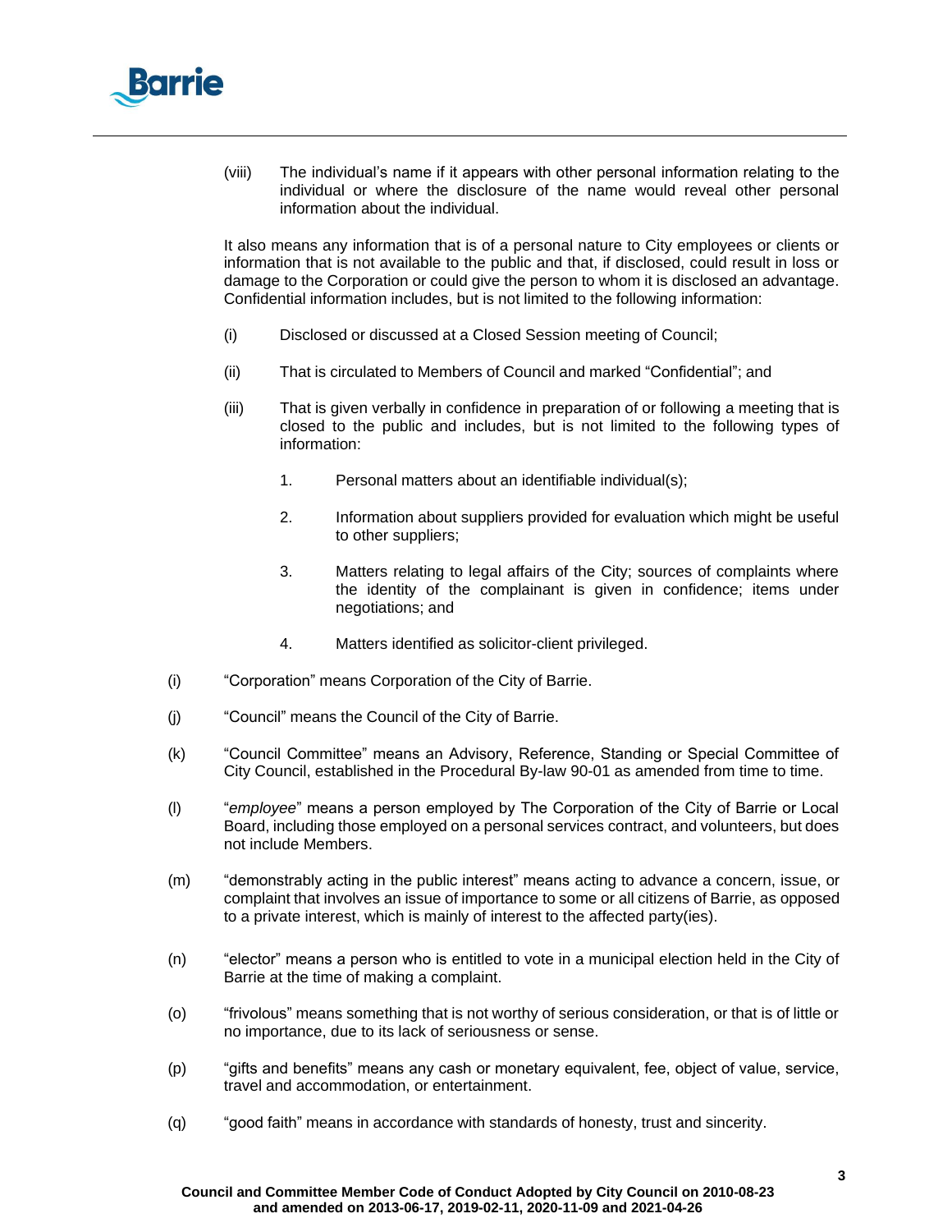(viii) The individual's name if it appears with other personal information relating to the individual or where the disclosure of the name would reveal other personal information about the individual.

It also means any information that is of a personal nature to City employees or clients or information that is not available to the public and that, if disclosed, could result in loss or damage to the Corporation or could give the person to whom it is disclosed an advantage. Confidential information includes, but is not limited to the following information:

(i) Disclosed or discussed at a Closed Session meeting of Council;

(ii) That is circulated to Members of Council and marked "Confidential"; and

(iii) That is given verbally in confidence in preparation of or following a meeting that is closed to the public and includes, but is not limited to the following types of information:

1. Personal matters about an identifiable individual(s);

2. Information about suppliers provided for evaluation which might be useful to other suppliers;

3. Matters relating to legal affairs of the City; sources of complaints where the identity of the complainant is given in confidence; items under negotiations; and

4. Matters identified as solicitor-client privileged.

(i) "Corporation" means Corporation of the City of Barrie.

(j) "Council" means the Council of the City of Barrie.

(k) "Council Committee" means an Advisory, Reference, Standing or Special Committee of City Council, established in the Procedural By-law 90-01 as amended from time to time.

(l) "*employee*" means a person employed by The Corporation of the City of Barrie or Local Board, including those employed on a personal services contract, and volunteers, but does not include Members.

(m) "demonstrably acting in the public interest" means acting to advance a concern, issue, or complaint that involves an issue of importance to some or all citizens of Barrie, as opposed to a private interest, which is mainly of interest to the affected party(ies).

(n) "elector" means a person who is entitled to vote in a municipal election held in the City of Barrie at the time of making a complaint.

(o) "frivolous" means something that is not worthy of serious consideration, or that is of little or no importance, due to its lack of seriousness or sense.

(p) "gifts and benefits" means any cash or monetary equivalent, fee, object of value, service, travel and accommodation, or entertainment.

(q) "good faith" means in accordance with standards of honesty, trust and sincerity.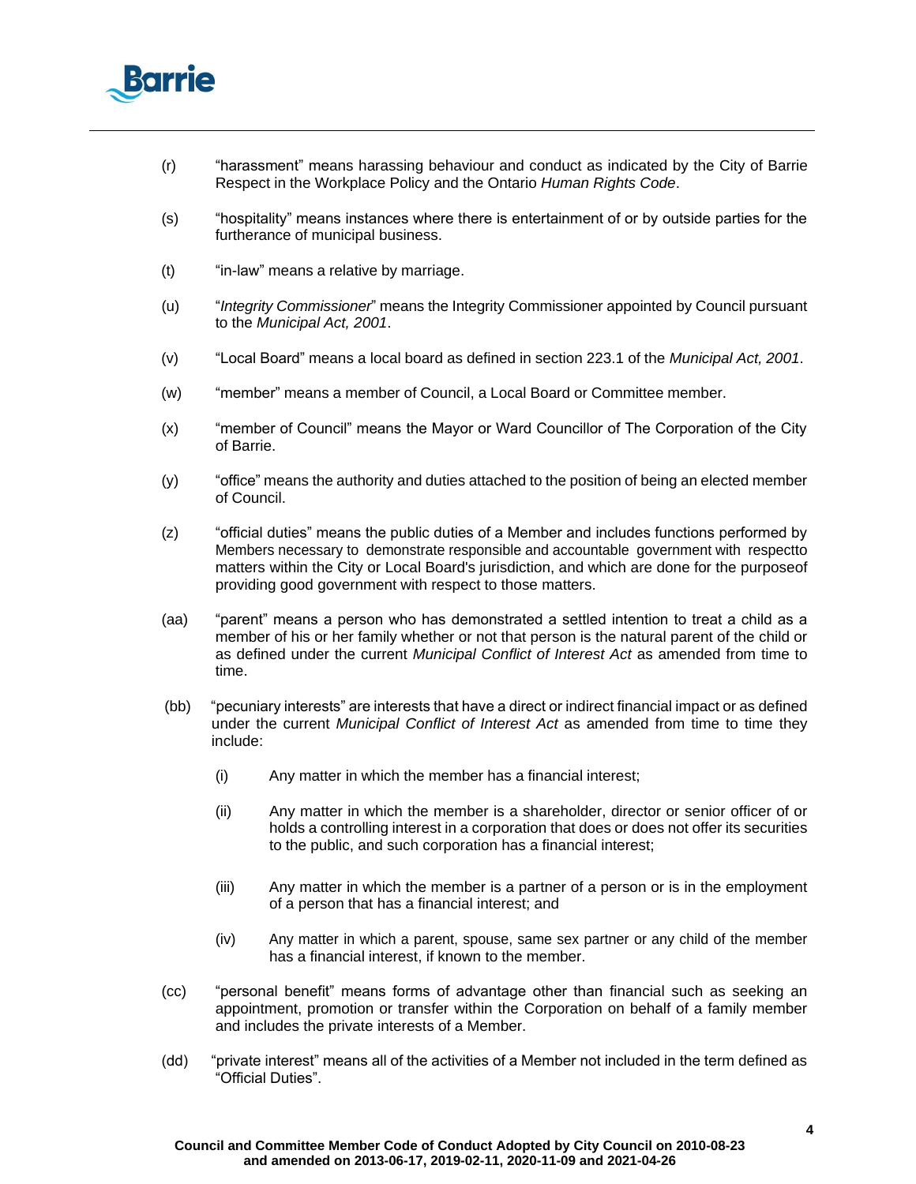(r) "harassment" means harassing behaviour and conduct as indicated by the City of Barrie Respect in the Workplace Policy and the Ontario *Human Rights Code*.

(s) "hospitality" means instances where there is entertainment of or by outside parties for the furtherance of municipal business.

(t) "in-law" means a relative by marriage.

(u) "*Integrity Commissioner*" means the Integrity Commissioner appointed by Council pursuant to the *Municipal Act, 2001*.

(v) "Local Board" means a local board as defined in section 223.1 of the *Municipal Act, 2001*.

(w) "member" means a member of Council, a Local Board or Committee member.

(x) "member of Council" means the Mayor or Ward Councillor of The Corporation of the City of Barrie.

(y) "office" means the authority and duties attached to the position of being an elected member of Council.

(z) "official duties" means the public duties of a Member and includes functions performed by Members necessary to demonstrate responsible and accountable government with respectto matters within the City or Local Board's jurisdiction, and which are done for the purposeof providing good government with respect to those matters.

(aa) "parent" means a person who has demonstrated a settled intention to treat a child as a member of his or her family whether or not that person is the natural parent of the child or as defined under the current *Municipal Conflict of Interest Act* as amended from time to time.

(bb) "pecuniary interests" are interests that have a direct or indirect financial impact or as defined under the current *Municipal Conflict of Interest Act* as amended from time to time they include:

(i) Any matter in which the member has a financial interest;

(ii) Any matter in which the member is a shareholder, director or senior officer of or holds a controlling interest in a corporation that does or does not offer its securities to the public, and such corporation has a financial interest;

(iii) Any matter in which the member is a partner of a person or is in the employment of a person that has a financial interest; and

(iv) Any matter in which a parent, spouse, same sex partner or any child of the member has a financial interest, if known to the member.

(cc) "personal benefit" means forms of advantage other than financial such as seeking an appointment, promotion or transfer within the Corporation on behalf of a family member and includes the private interests of a Member.

(dd) "private interest" means all of the activities of a Member not included in the term defined as "Official Duties".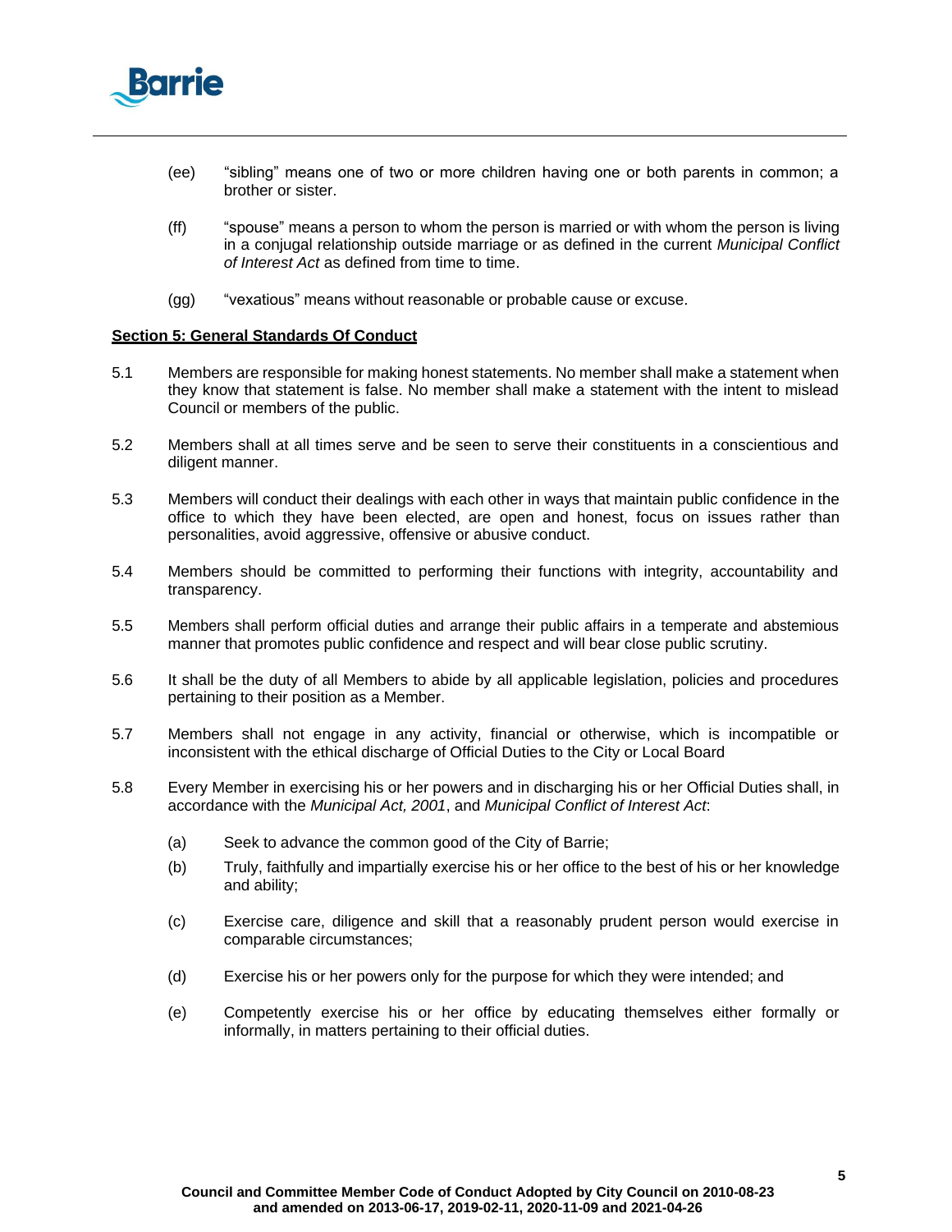(ee) "sibling" means one of two or more children having one or both parents in common; a brother or sister.

(ff) "spouse" means a person to whom the person is married or with whom the person is living in a conjugal relationship outside marriage or as defined in the current *Municipal Conflict of Interest Act* as defined from time to time.

(gg) "vexatious" means without reasonable or probable cause or excuse.

**Section 5: General Standards Of Conduct**

5.1 Members are responsible for making honest statements. No member shall make a statement when they know that statement is false. No member shall make a statement with the intent to mislead Council or members of the public.

5.2 Members shall at all times serve and be seen to serve their constituents in a conscientious and diligent manner.

5.3 Members will conduct their dealings with each other in ways that maintain public confidence in the office to which they have been elected, are open and honest, focus on issues rather than personalities, avoid aggressive, offensive or abusive conduct.

5.4 Members should be committed to performing their functions with integrity, accountability and transparency.

5.5 Members shall perform official duties and arrange their public affairs in a temperate and abstemious manner that promotes public confidence and respect and will bear close public scrutiny.

5.6 It shall be the duty of all Members to abide by all applicable legislation, policies and procedures pertaining to their position as a Member.

5.7 Members shall not engage in any activity, financial or otherwise, which is incompatible or inconsistent with the ethical discharge of Official Duties to the City or Local Board

5.8 Every Member in exercising his or her powers and in discharging his or her Official Duties shall, in accordance with the *Municipal Act, 2001*, and *Municipal Conflict of Interest Act*:

(a) Seek to advance the common good of the City of Barrie;

(b) Truly, faithfully and impartially exercise his or her office to the best of his or her knowledge and ability;

(c) Exercise care, diligence and skill that a reasonably prudent person would exercise in comparable circumstances;

(d) Exercise his or her powers only for the purpose for which they were intended; and

(e) Competently exercise his or her office by educating themselves either formally or informally, in matters pertaining to their official duties.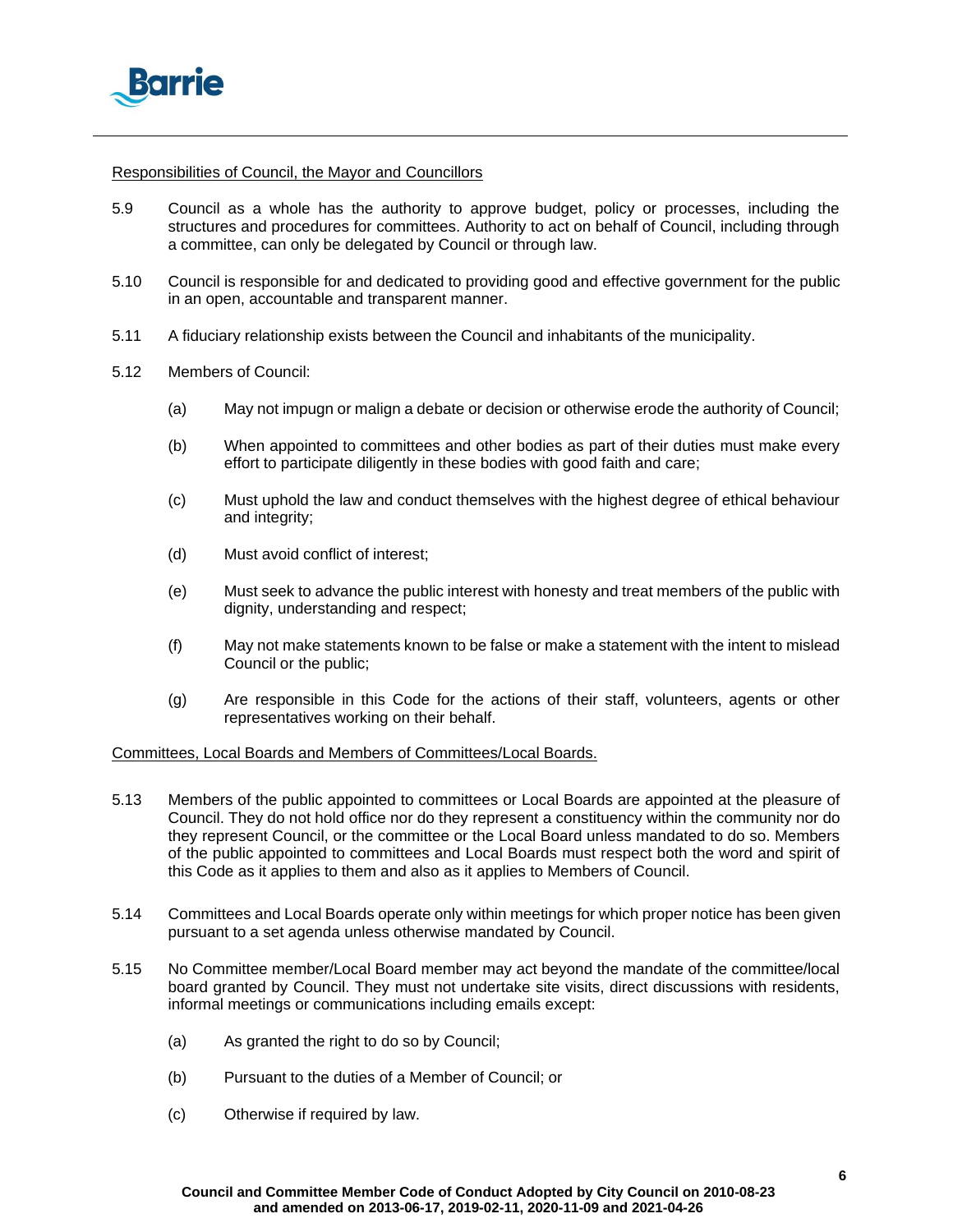Responsibilities of Council, the Mayor and Councillors

5.9 Council as a whole has the authority to approve budget, policy or processes, including the structures and procedures for committees. Authority to act on behalf of Council, including through a committee, can only be delegated by Council or through law.

5.10 Council is responsible for and dedicated to providing good and effective government for the public in an open, accountable and transparent manner.

5.11 A fiduciary relationship exists between the Council and inhabitants of the municipality.

5.12 Members of Council:

(a) May not impugn or malign a debate or decision or otherwise erode the authority of Council;

(b) When appointed to committees and other bodies as part of their duties must make every effort to participate diligently in these bodies with good faith and care;

(c) Must uphold the law and conduct themselves with the highest degree of ethical behaviour and integrity;

(d) Must avoid conflict of interest;

(e) Must seek to advance the public interest with honesty and treat members of the public with dignity, understanding and respect;

(f) May not make statements known to be false or make a statement with the intent to mislead Council or the public;

(g) Are responsible in this Code for the actions of their staff, volunteers, agents or other representatives working on their behalf.

Committees, Local Boards and Members of Committees/Local Boards.

5.13 Members of the public appointed to committees or Local Boards are appointed at the pleasure of Council. They do not hold office nor do they represent a constituency within the community nor do they represent Council, or the committee or the Local Board unless mandated to do so. Members of the public appointed to committees and Local Boards must respect both the word and spirit of this Code as it applies to them and also as it applies to Members of Council.

5.14 Committees and Local Boards operate only within meetings for which proper notice has been given pursuant to a set agenda unless otherwise mandated by Council.

5.15 No Committee member/Local Board member may act beyond the mandate of the committee/local board granted by Council. They must not undertake site visits, direct discussions with residents, informal meetings or communications including emails except:

(a) As granted the right to do so by Council;

(b) Pursuant to the duties of a Member of Council; or

(c) Otherwise if required by law.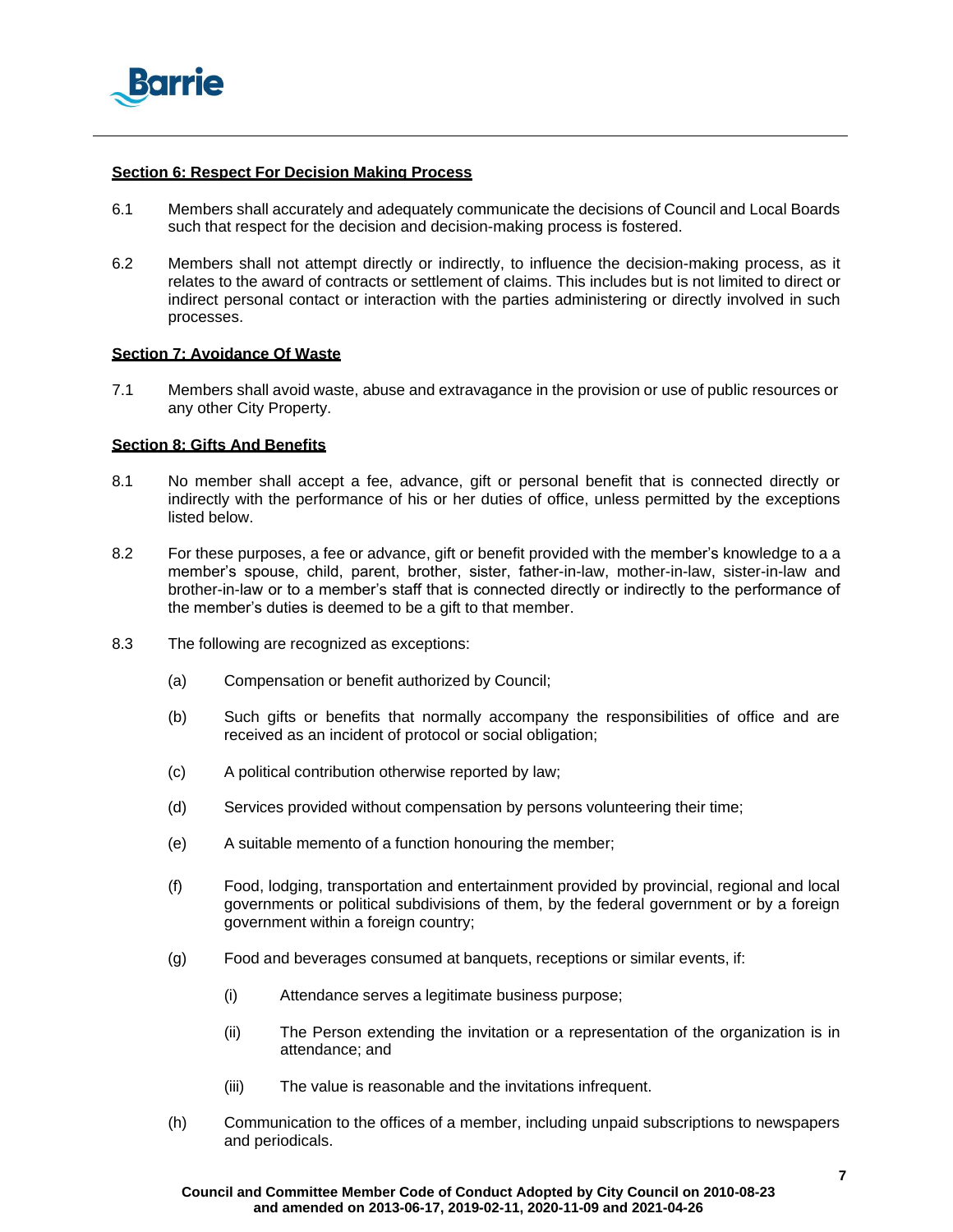**Section 6: Respect For Decision Making Process**

6.1 Members shall accurately and adequately communicate the decisions of Council and Local Boards such that respect for the decision and decision-making process is fostered.

6.2 Members shall not attempt directly or indirectly, to influence the decision-making process, as it relates to the award of contracts or settlement of claims. This includes but is not limited to direct or indirect personal contact or interaction with the parties administering or directly involved in such processes.

**Section 7: Avoidance Of Waste**

7.1 Members shall avoid waste, abuse and extravagance in the provision or use of public resources or any other City Property.

**Section 8: Gifts And Benefits**

8.1 No member shall accept a fee, advance, gift or personal benefit that is connected directly or indirectly with the performance of his or her duties of office, unless permitted by the exceptions listed below.

8.2 For these purposes, a fee or advance, gift or benefit provided with the member's knowledge to a a member's spouse, child, parent, brother, sister, father-in-law, mother-in-law, sister-in-law and brother-in-law or to a member's staff that is connected directly or indirectly to the performance of the member's duties is deemed to be a gift to that member.

8.3 The following are recognized as exceptions:

(a) Compensation or benefit authorized by Council;

(b) Such gifts or benefits that normally accompany the responsibilities of office and are received as an incident of protocol or social obligation;

(c) A political contribution otherwise reported by law;

(d) Services provided without compensation by persons volunteering their time;

(e) A suitable memento of a function honouring the member;

(f) Food, lodging, transportation and entertainment provided by provincial, regional and local governments or political subdivisions of them, by the federal government or by a foreign government within a foreign country;

(g) Food and beverages consumed at banquets, receptions or similar events, if:

(i) Attendance serves a legitimate business purpose;

(ii) The Person extending the invitation or a representation of the organization is in attendance; and

(iii) The value is reasonable and the invitations infrequent.

(h) Communication to the offices of a member, including unpaid subscriptions to newspapers and periodicals.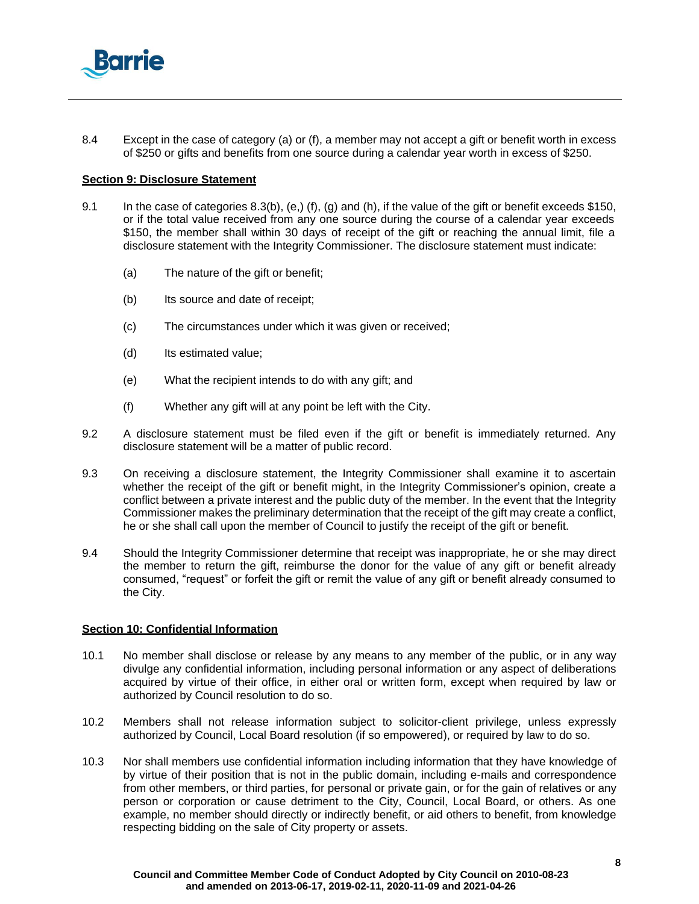8.4 Except in the case of category (a) or (f), a member may not accept a gift or benefit worth in excess of $250 or gifts and benefits from one source during a calendar year worth in excess of $250.

**Section 9: Disclosure Statement**

9.1 In the case of categories 8.3(b), (e,) (f), (g) and (h), if the value of the gift or benefit exceeds $150, or if the total value received from any one source during the course of a calendar year exceeds $150, the member shall within 30 days of receipt of the gift or reaching the annual limit, file a disclosure statement with the Integrity Commissioner. The disclosure statement must indicate:

(a) The nature of the gift or benefit;

(b) Its source and date of receipt;

(c) The circumstances under which it was given or received;

(d) Its estimated value;

(e) What the recipient intends to do with any gift; and

(f) Whether any gift will at any point be left with the City.

9.2 A disclosure statement must be filed even if the gift or benefit is immediately returned. Any disclosure statement will be a matter of public record.

9.3 On receiving a disclosure statement, the Integrity Commissioner shall examine it to ascertain whether the receipt of the gift or benefit might, in the Integrity Commissioner's opinion, create a conflict between a private interest and the public duty of the member. In the event that the Integrity Commissioner makes the preliminary determination that the receipt of the gift may create a conflict, he or she shall call upon the member of Council to justify the receipt of the gift or benefit.

9.4 Should the Integrity Commissioner determine that receipt was inappropriate, he or she may direct the member to return the gift, reimburse the donor for the value of any gift or benefit already consumed, "request" or forfeit the gift or remit the value of any gift or benefit already consumed to the City.

**Section 10: Confidential Information**

10.1 No member shall disclose or release by any means to any member of the public, or in any way divulge any confidential information, including personal information or any aspect of deliberations acquired by virtue of their office, in either oral or written form, except when required by law or authorized by Council resolution to do so.

10.2 Members shall not release information subject to solicitor-client privilege, unless expressly authorized by Council, Local Board resolution (if so empowered), or required by law to do so.

10.3 Nor shall members use confidential information including information that they have knowledge of by virtue of their position that is not in the public domain, including e-mails and correspondence from other members, or third parties, for personal or private gain, or for the gain of relatives or any person or corporation or cause detriment to the City, Council, Local Board, or others. As one example, no member should directly or indirectly benefit, or aid others to benefit, from knowledge respecting bidding on the sale of City property or assets.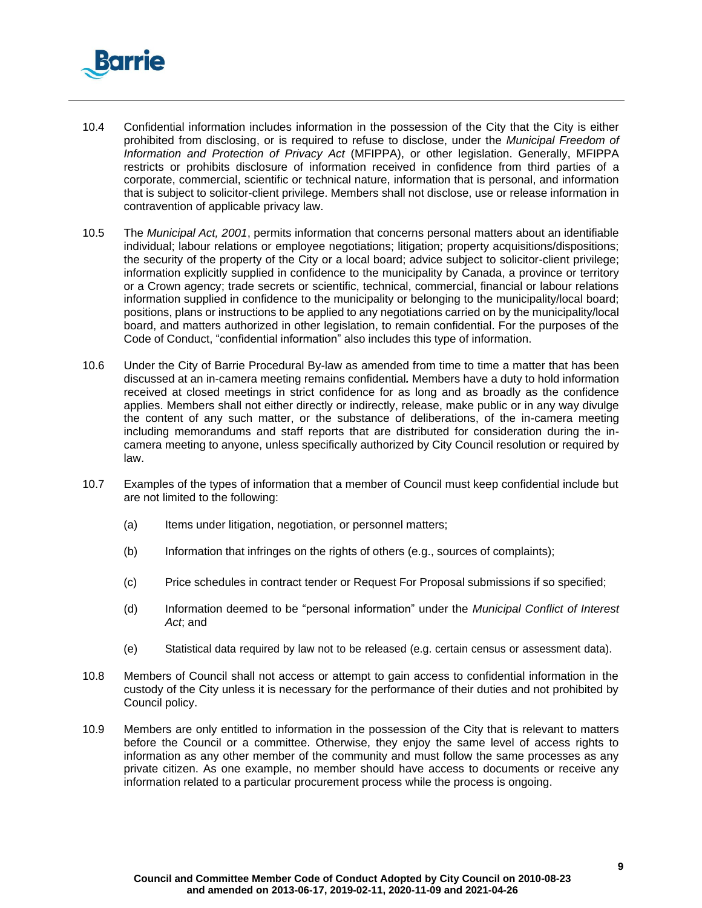10.4 Confidential information includes information in the possession of the City that the City is either prohibited from disclosing, or is required to refuse to disclose, under the *Municipal Freedom of Information and Protection of Privacy Act* (MFIPPA), or other legislation. Generally, MFIPPA restricts or prohibits disclosure of information received in confidence from third parties of a corporate, commercial, scientific or technical nature, information that is personal, and information that is subject to solicitor-client privilege. Members shall not disclose, use or release information in contravention of applicable privacy law.

10.5 The *Municipal Act, 2001*, permits information that concerns personal matters about an identifiable individual; labour relations or employee negotiations; litigation; property acquisitions/dispositions; the security of the property of the City or a local board; advice subject to solicitor-client privilege; information explicitly supplied in confidence to the municipality by Canada, a province or territory or a Crown agency; trade secrets or scientific, technical, commercial, financial or labour relations information supplied in confidence to the municipality or belonging to the municipality/local board; positions, plans or instructions to be applied to any negotiations carried on by the municipality/local board, and matters authorized in other legislation, to remain confidential. For the purposes of the Code of Conduct, "confidential information" also includes this type of information.

10.6 Under the City of Barrie Procedural By-law as amended from time to time a matter that has been discussed at an in-camera meeting remains confidential. Members have a duty to hold information received at closed meetings in strict confidence for as long and as broadly as the confidence applies. Members shall not either directly or indirectly, release, make public or in any way divulge the content of any such matter, or the substance of deliberations, of the in-camera meeting including memorandums and staff reports that are distributed for consideration during the in-camera meeting to anyone, unless specifically authorized by City Council resolution or required by law.

10.7 Examples of the types of information that a member of Council must keep confidential include but are not limited to the following:

(a) Items under litigation, negotiation, or personnel matters;

(b) Information that infringes on the rights of others (e.g., sources of complaints);

(c) Price schedules in contract tender or Request For Proposal submissions if so specified;

(d) Information deemed to be "personal information" under the *Municipal Conflict of Interest Act*; and

(e) Statistical data required by law not to be released (e.g. certain census or assessment data).

10.8 Members of Council shall not access or attempt to gain access to confidential information in the custody of the City unless it is necessary for the performance of their duties and not prohibited by Council policy.

10.9 Members are only entitled to information in the possession of the City that is relevant to matters before the Council or a committee. Otherwise, they enjoy the same level of access rights to information as any other member of the community and must follow the same processes as any private citizen. As one example, no member should have access to documents or receive any information related to a particular procurement process while the process is ongoing.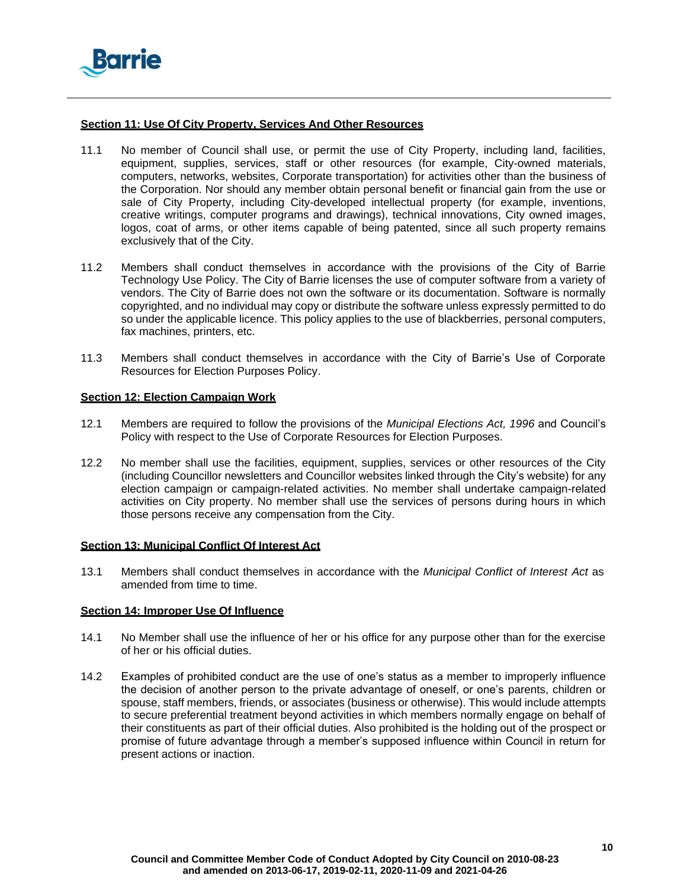## Section 11: Use Of City Property, Services And Other Resources

11.1 No member of Council shall use, or permit the use of City Property, including land, facilities, equipment, supplies, services, staff or other resources (for example, City-owned materials, computers, networks, websites, Corporate transportation) for activities other than the business of the Corporation. Nor should any member obtain personal benefit or financial gain from the use or sale of City Property, including City-developed intellectual property (for example, inventions, creative writings, computer programs and drawings), technical innovations, City owned images, logos, coat of arms, or other items capable of being patented, since all such property remains exclusively that of the City.

11.2 Members shall conduct themselves in accordance with the provisions of the City of Barrie Technology Use Policy. The City of Barrie licenses the use of computer software from a variety of vendors. The City of Barrie does not own the software or its documentation. Software is normally copyrighted, and no individual may copy or distribute the software unless expressly permitted to do so under the applicable licence. This policy applies to the use of blackberries, personal computers, fax machines, printers, etc.

11.3 Members shall conduct themselves in accordance with the City of Barrie's Use of Corporate Resources for Election Purposes Policy.

## Section 12: Election Campaign Work

12.1 Members are required to follow the provisions of the *Municipal Elections Act, 1996* and Council's Policy with respect to the Use of Corporate Resources for Election Purposes.

12.2 No member shall use the facilities, equipment, supplies, services or other resources of the City (including Councillor newsletters and Councillor websites linked through the City's website) for any election campaign or campaign-related activities. No member shall undertake campaign-related activities on City property. No member shall use the services of persons during hours in which those persons receive any compensation from the City.

## Section 13: Municipal Conflict Of Interest Act

13.1 Members shall conduct themselves in accordance with the *Municipal Conflict of Interest Act* as amended from time to time.

## Section 14: Improper Use Of Influence

14.1 No Member shall use the influence of her or his office for any purpose other than for the exercise of her or his official duties.

14.2 Examples of prohibited conduct are the use of one's status as a member to improperly influence the decision of another person to the private advantage of oneself, or one's parents, children or spouse, staff members, friends, or associates (business or otherwise). This would include attempts to secure preferential treatment beyond activities in which members normally engage on behalf of their constituents as part of their official duties. Also prohibited is the holding out of the prospect or promise of future advantage through a member's supposed influence within Council in return for present actions or inaction.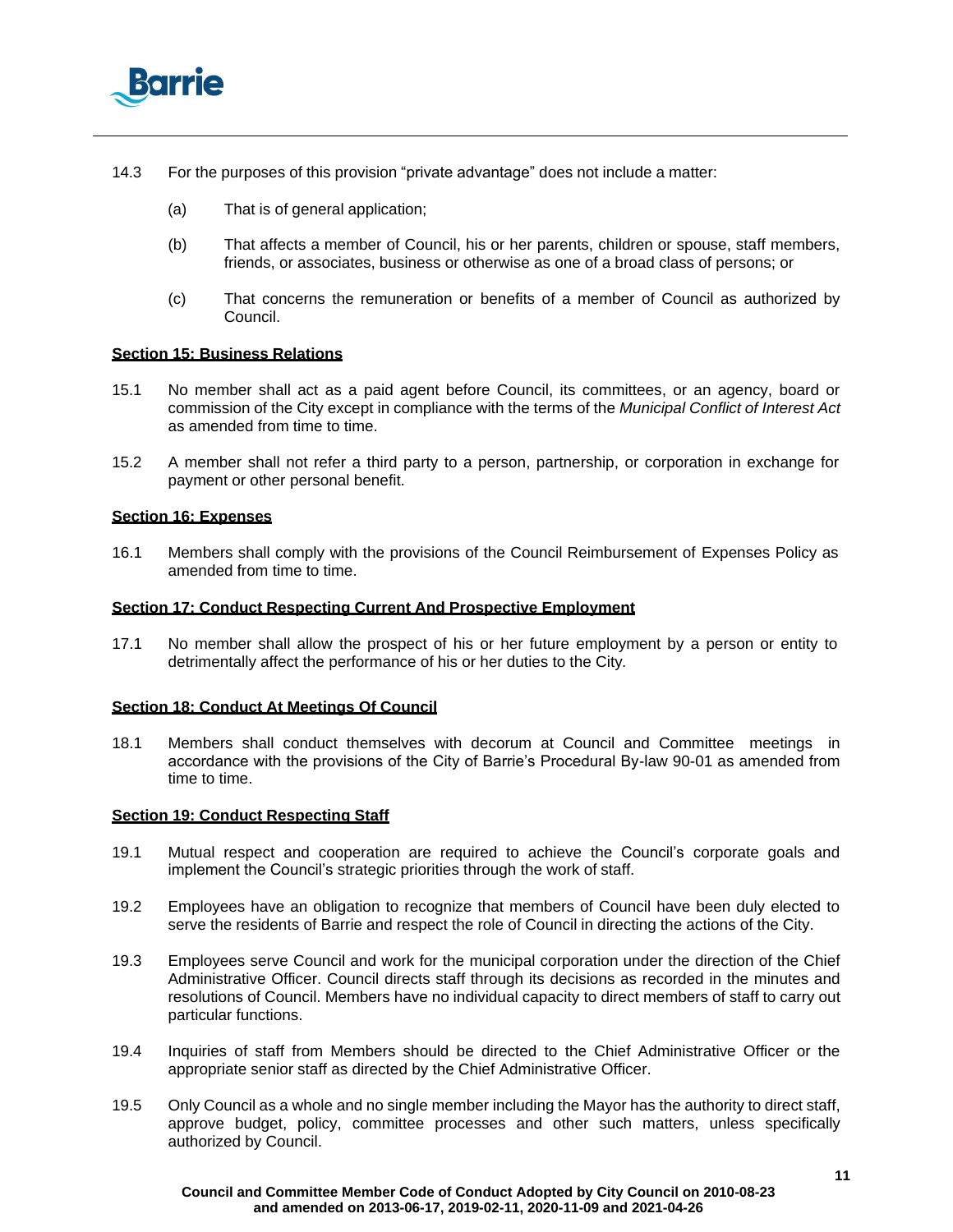14.3 For the purposes of this provision "private advantage" does not include a matter:

(a) That is of general application;

(b) That affects a member of Council, his or her parents, children or spouse, staff members, friends, or associates, business or otherwise as one of a broad class of persons; or

(c) That concerns the remuneration or benefits of a member of Council as authorized by Council.

**Section 15: Business Relations**

15.1 No member shall act as a paid agent before Council, its committees, or an agency, board or commission of the City except in compliance with the terms of the *Municipal Conflict of Interest Act* as amended from time to time.

15.2 A member shall not refer a third party to a person, partnership, or corporation in exchange for payment or other personal benefit.

**Section 16: Expenses**

16.1 Members shall comply with the provisions of the Council Reimbursement of Expenses Policy as amended from time to time.

**Section 17: Conduct Respecting Current And Prospective Employment**

17.1 No member shall allow the prospect of his or her future employment by a person or entity to detrimentally affect the performance of his or her duties to the City.

**Section 18: Conduct At Meetings Of Council**

18.1 Members shall conduct themselves with decorum at Council and Committee meetings in accordance with the provisions of the City of Barrie's Procedural By-law 90-01 as amended from time to time.

**Section 19: Conduct Respecting Staff**

19.1 Mutual respect and cooperation are required to achieve the Council's corporate goals and implement the Council's strategic priorities through the work of staff.

19.2 Employees have an obligation to recognize that members of Council have been duly elected to serve the residents of Barrie and respect the role of Council in directing the actions of the City.

19.3 Employees serve Council and work for the municipal corporation under the direction of the Chief Administrative Officer. Council directs staff through its decisions as recorded in the minutes and resolutions of Council. Members have no individual capacity to direct members of staff to carry out particular functions.

19.4 Inquiries of staff from Members should be directed to the Chief Administrative Officer or the appropriate senior staff as directed by the Chief Administrative Officer.

19.5 Only Council as a whole and no single member including the Mayor has the authority to direct staff, approve budget, policy, committee processes and other such matters, unless specifically authorized by Council.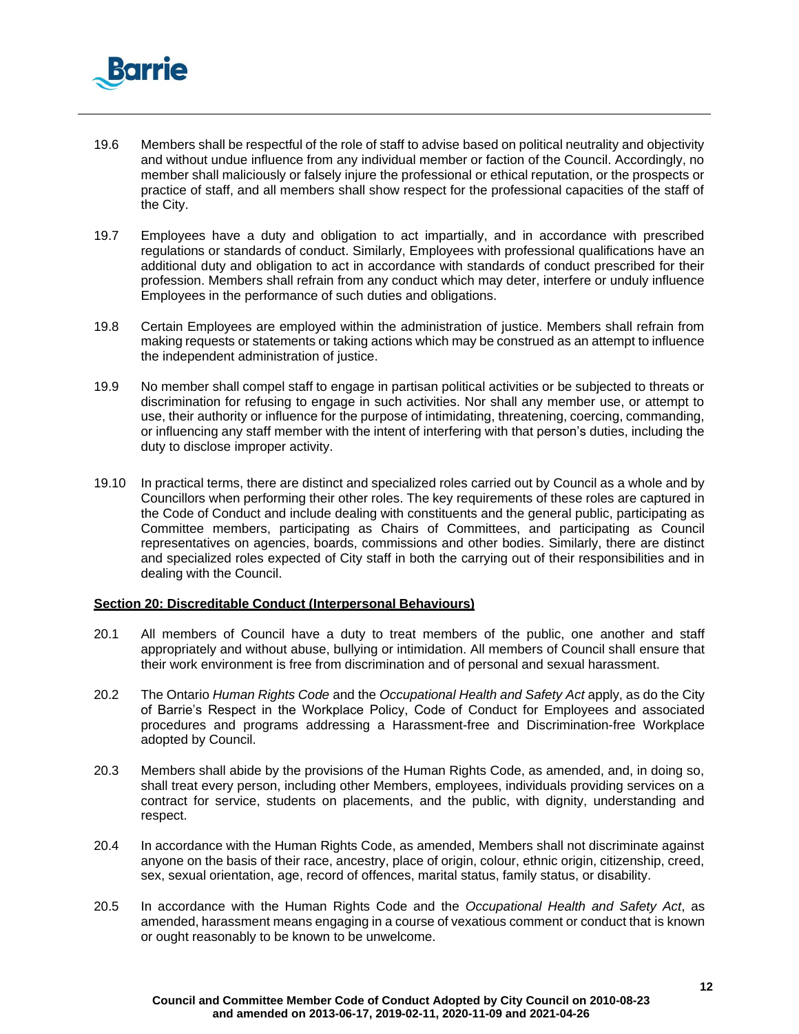19.6 Members shall be respectful of the role of staff to advise based on political neutrality and objectivity and without undue influence from any individual member or faction of the Council. Accordingly, no member shall maliciously or falsely injure the professional or ethical reputation, or the prospects or practice of staff, and all members shall show respect for the professional capacities of the staff of the City.

19.7 Employees have a duty and obligation to act impartially, and in accordance with prescribed regulations or standards of conduct. Similarly, Employees with professional qualifications have an additional duty and obligation to act in accordance with standards of conduct prescribed for their profession. Members shall refrain from any conduct which may deter, interfere or unduly influence Employees in the performance of such duties and obligations.

19.8 Certain Employees are employed within the administration of justice. Members shall refrain from making requests or statements or taking actions which may be construed as an attempt to influence the independent administration of justice.

19.9 No member shall compel staff to engage in partisan political activities or be subjected to threats or discrimination for refusing to engage in such activities. Nor shall any member use, or attempt to use, their authority or influence for the purpose of intimidating, threatening, coercing, commanding, or influencing any staff member with the intent of interfering with that person's duties, including the duty to disclose improper activity.

19.10 In practical terms, there are distinct and specialized roles carried out by Council as a whole and by Councillors when performing their other roles. The key requirements of these roles are captured in the Code of Conduct and include dealing with constituents and the general public, participating as Committee members, participating as Chairs of Committees, and participating as Council representatives on agencies, boards, commissions and other bodies. Similarly, there are distinct and specialized roles expected of City staff in both the carrying out of their responsibilities and in dealing with the Council.

## Section 20: Discreditable Conduct (Interpersonal Behaviours)

20.1 All members of Council have a duty to treat members of the public, one another and staff appropriately and without abuse, bullying or intimidation. All members of Council shall ensure that their work environment is free from discrimination and of personal and sexual harassment.

20.2 The Ontario *Human Rights Code* and the *Occupational Health and Safety Act* apply, as do the City of Barrie's Respect in the Workplace Policy, Code of Conduct for Employees and associated procedures and programs addressing a Harassment-free and Discrimination-free Workplace adopted by Council.

20.3 Members shall abide by the provisions of the Human Rights Code, as amended, and, in doing so, shall treat every person, including other Members, employees, individuals providing services on a contract for service, students on placements, and the public, with dignity, understanding and respect.

20.4 In accordance with the Human Rights Code, as amended, Members shall not discriminate against anyone on the basis of their race, ancestry, place of origin, colour, ethnic origin, citizenship, creed, sex, sexual orientation, age, record of offences, marital status, family status, or disability.

20.5 In accordance with the Human Rights Code and the *Occupational Health and Safety Act*, as amended, harassment means engaging in a course of vexatious comment or conduct that is known or ought reasonably to be known to be unwelcome.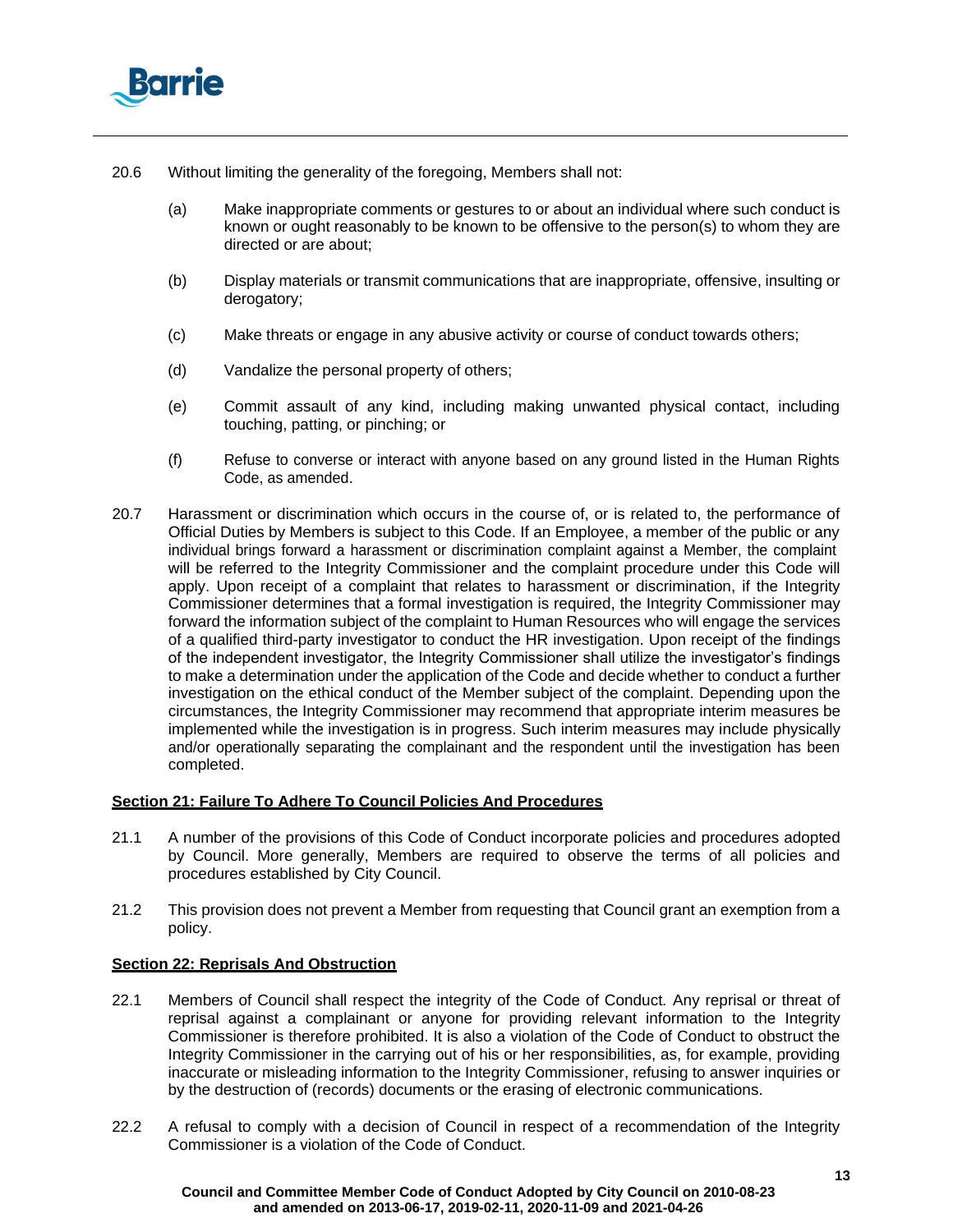20.6 Without limiting the generality of the foregoing, Members shall not:

(a) Make inappropriate comments or gestures to or about an individual where such conduct is known or ought reasonably to be known to be offensive to the person(s) to whom they are directed or are about;

(b) Display materials or transmit communications that are inappropriate, offensive, insulting or derogatory;

(c) Make threats or engage in any abusive activity or course of conduct towards others;

(d) Vandalize the personal property of others;

(e) Commit assault of any kind, including making unwanted physical contact, including touching, patting, or pinching; or

(f) Refuse to converse or interact with anyone based on any ground listed in the Human Rights Code, as amended.

20.7 Harassment or discrimination which occurs in the course of, or is related to, the performance of Official Duties by Members is subject to this Code. If an Employee, a member of the public or any individual brings forward a harassment or discrimination complaint against a Member, the complaint will be referred to the Integrity Commissioner and the complaint procedure under this Code will apply. Upon receipt of a complaint that relates to harassment or discrimination, if the Integrity Commissioner determines that a formal investigation is required, the Integrity Commissioner may forward the information subject of the complaint to Human Resources who will engage the services of a qualified third-party investigator to conduct the HR investigation. Upon receipt of the findings of the independent investigator, the Integrity Commissioner shall utilize the investigator's findings to make a determination under the application of the Code and decide whether to conduct a further investigation on the ethical conduct of the Member subject of the complaint. Depending upon the circumstances, the Integrity Commissioner may recommend that appropriate interim measures be implemented while the investigation is in progress. Such interim measures may include physically and/or operationally separating the complainant and the respondent until the investigation has been completed.

## Section 21: Failure To Adhere To Council Policies And Procedures

21.1 A number of the provisions of this Code of Conduct incorporate policies and procedures adopted by Council. More generally, Members are required to observe the terms of all policies and procedures established by City Council.

21.2 This provision does not prevent a Member from requesting that Council grant an exemption from a policy.

## Section 22: Reprisals And Obstruction

22.1 Members of Council shall respect the integrity of the Code of Conduct. Any reprisal or threat of reprisal against a complainant or anyone for providing relevant information to the Integrity Commissioner is therefore prohibited. It is also a violation of the Code of Conduct to obstruct the Integrity Commissioner in the carrying out of his or her responsibilities, as, for example, providing inaccurate or misleading information to the Integrity Commissioner, refusing to answer inquiries or by the destruction of (records) documents or the erasing of electronic communications.

22.2 A refusal to comply with a decision of Council in respect of a recommendation of the Integrity Commissioner is a violation of the Code of Conduct.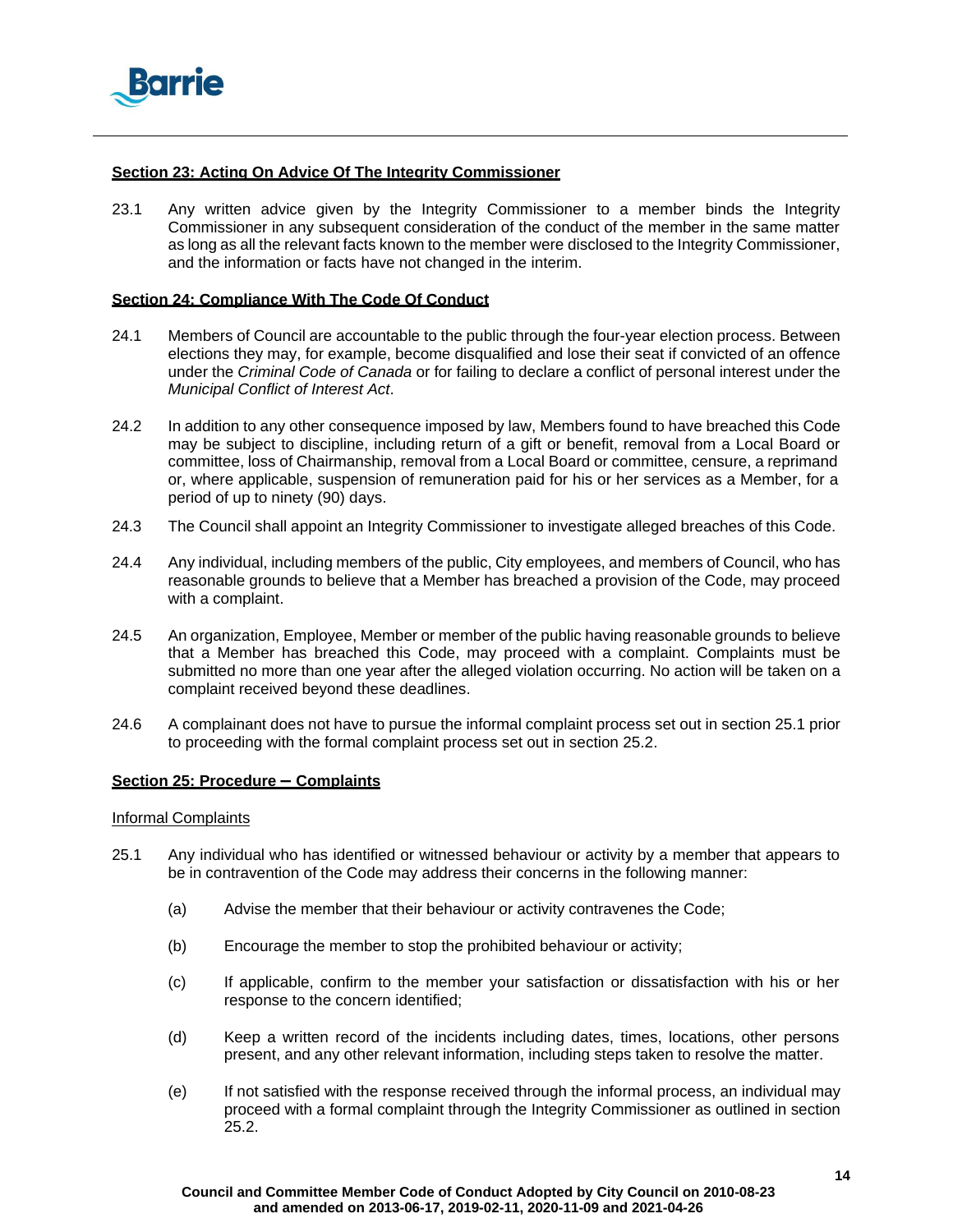## Section 23: Acting On Advice Of The Integrity Commissioner

23.1 Any written advice given by the Integrity Commissioner to a member binds the Integrity Commissioner in any subsequent consideration of the conduct of the member in the same matter as long as all the relevant facts known to the member were disclosed to the Integrity Commissioner, and the information or facts have not changed in the interim.

## Section 24: Compliance With The Code Of Conduct

24.1 Members of Council are accountable to the public through the four-year election process. Between elections they may, for example, become disqualified and lose their seat if convicted of an offence under the *Criminal Code of Canada* or for failing to declare a conflict of personal interest under the *Municipal Conflict of Interest Act*.

24.2 In addition to any other consequence imposed by law, Members found to have breached this Code may be subject to discipline, including return of a gift or benefit, removal from a Local Board or committee, loss of Chairmanship, removal from a Local Board or committee, censure, a reprimand or, where applicable, suspension of remuneration paid for his or her services as a Member, for a period of up to ninety (90) days.

24.3 The Council shall appoint an Integrity Commissioner to investigate alleged breaches of this Code.

24.4 Any individual, including members of the public, City employees, and members of Council, who has reasonable grounds to believe that a Member has breached a provision of the Code, may proceed with a complaint.

24.5 An organization, Employee, Member or member of the public having reasonable grounds to believe that a Member has breached this Code, may proceed with a complaint. Complaints must be submitted no more than one year after the alleged violation occurring. No action will be taken on a complaint received beyond these deadlines.

24.6 A complainant does not have to pursue the informal complaint process set out in section 25.1 prior to proceeding with the formal complaint process set out in section 25.2.

## Section 25: Procedure – Complaints

### Informal Complaints

25.1 Any individual who has identified or witnessed behaviour or activity by a member that appears to be in contravention of the Code may address their concerns in the following manner:

(a) Advise the member that their behaviour or activity contravenes the Code;

(b) Encourage the member to stop the prohibited behaviour or activity;

(c) If applicable, confirm to the member your satisfaction or dissatisfaction with his or her response to the concern identified;

(d) Keep a written record of the incidents including dates, times, locations, other persons present, and any other relevant information, including steps taken to resolve the matter.

(e) If not satisfied with the response received through the informal process, an individual may proceed with a formal complaint through the Integrity Commissioner as outlined in section 25.2.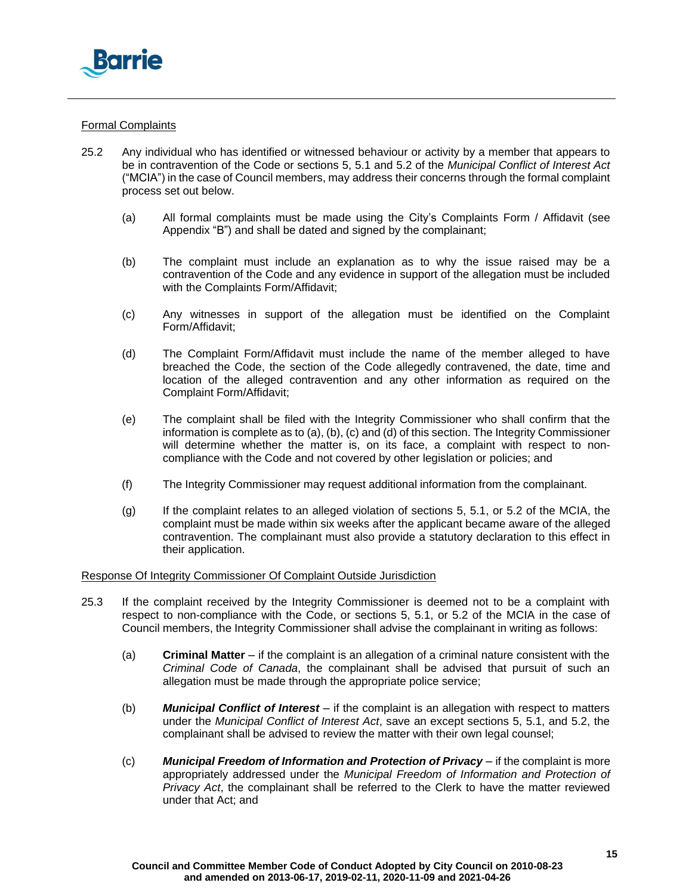Formal Complaints

25.2 Any individual who has identified or witnessed behaviour or activity by a member that appears to be in contravention of the Code or sections 5, 5.1 and 5.2 of the *Municipal Conflict of Interest Act* ("MCIA") in the case of Council members, may address their concerns through the formal complaint process set out below.

(a) All formal complaints must be made using the City's Complaints Form / Affidavit (see Appendix "B") and shall be dated and signed by the complainant;

(b) The complaint must include an explanation as to why the issue raised may be a contravention of the Code and any evidence in support of the allegation must be included with the Complaints Form/Affidavit;

(c) Any witnesses in support of the allegation must be identified on the Complaint Form/Affidavit;

(d) The Complaint Form/Affidavit must include the name of the member alleged to have breached the Code, the section of the Code allegedly contravened, the date, time and location of the alleged contravention and any other information as required on the Complaint Form/Affidavit;

(e) The complaint shall be filed with the Integrity Commissioner who shall confirm that the information is complete as to (a), (b), (c) and (d) of this section. The Integrity Commissioner will determine whether the matter is, on its face, a complaint with respect to non-compliance with the Code and not covered by other legislation or policies; and

(f) The Integrity Commissioner may request additional information from the complainant.

(g) If the complaint relates to an alleged violation of sections 5, 5.1, or 5.2 of the MCIA, the complaint must be made within six weeks after the applicant became aware of the alleged contravention. The complainant must also provide a statutory declaration to this effect in their application.

Response Of Integrity Commissioner Of Complaint Outside Jurisdiction

25.3 If the complaint received by the Integrity Commissioner is deemed not to be a complaint with respect to non-compliance with the Code, or sections 5, 5.1, or 5.2 of the MCIA in the case of Council members, the Integrity Commissioner shall advise the complainant in writing as follows:

(a) **Criminal Matter** – if the complaint is an allegation of a criminal nature consistent with the *Criminal Code of Canada*, the complainant shall be advised that pursuit of such an allegation must be made through the appropriate police service;

(b) ***Municipal Conflict of Interest*** – if the complaint is an allegation with respect to matters under the *Municipal Conflict of Interest Act*, save an except sections 5, 5.1, and 5.2, the complainant shall be advised to review the matter with their own legal counsel;

(c) ***Municipal Freedom of Information and Protection of Privacy*** – if the complaint is more appropriately addressed under the *Municipal Freedom of Information and Protection of Privacy Act*, the complainant shall be referred to the Clerk to have the matter reviewed under that Act; and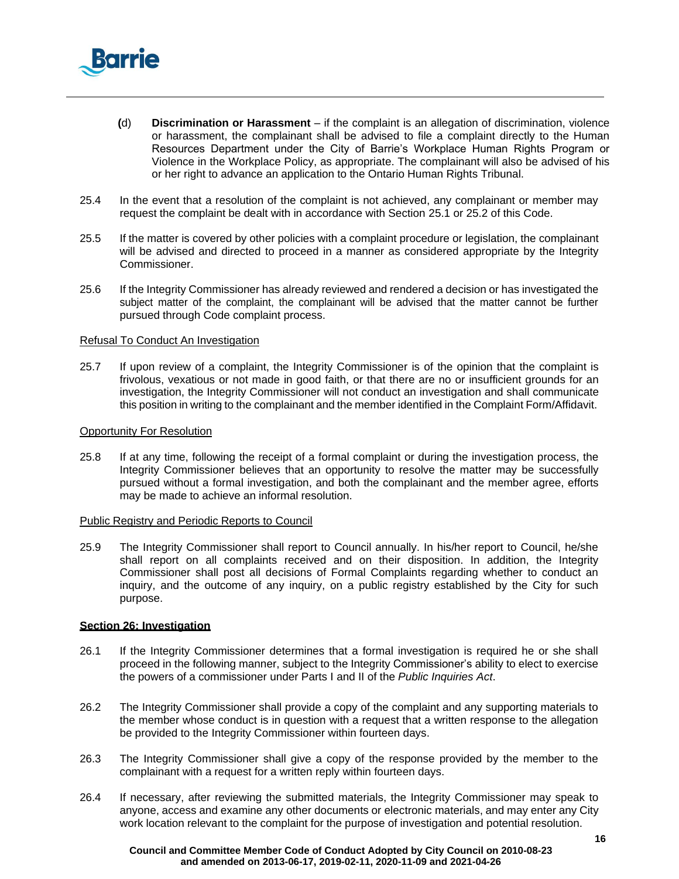(d) **Discrimination or Harassment** – if the complaint is an allegation of discrimination, violence or harassment, the complainant shall be advised to file a complaint directly to the Human Resources Department under the City of Barrie's Workplace Human Rights Program or Violence in the Workplace Policy, as appropriate. The complainant will also be advised of his or her right to advance an application to the Ontario Human Rights Tribunal.

25.4 In the event that a resolution of the complaint is not achieved, any complainant or member may request the complaint be dealt with in accordance with Section 25.1 or 25.2 of this Code.

25.5 If the matter is covered by other policies with a complaint procedure or legislation, the complainant will be advised and directed to proceed in a manner as considered appropriate by the Integrity Commissioner.

25.6 If the Integrity Commissioner has already reviewed and rendered a decision or has investigated the subject matter of the complaint, the complainant will be advised that the matter cannot be further pursued through Code complaint process.

<u>Refusal To Conduct An Investigation</u>

25.7 If upon review of a complaint, the Integrity Commissioner is of the opinion that the complaint is frivolous, vexatious or not made in good faith, or that there are no or insufficient grounds for an investigation, the Integrity Commissioner will not conduct an investigation and shall communicate this position in writing to the complainant and the member identified in the Complaint Form/Affidavit.

<u>Opportunity For Resolution</u>

25.8 If at any time, following the receipt of a formal complaint or during the investigation process, the Integrity Commissioner believes that an opportunity to resolve the matter may be successfully pursued without a formal investigation, and both the complainant and the member agree, efforts may be made to achieve an informal resolution.

<u>Public Registry and Periodic Reports to Council</u>

25.9 The Integrity Commissioner shall report to Council annually. In his/her report to Council, he/she shall report on all complaints received and on their disposition. In addition, the Integrity Commissioner shall post all decisions of Formal Complaints regarding whether to conduct an inquiry, and the outcome of any inquiry, on a public registry established by the City for such purpose.

**Section 26: Investigation**

26.1 If the Integrity Commissioner determines that a formal investigation is required he or she shall proceed in the following manner, subject to the Integrity Commissioner's ability to elect to exercise the powers of a commissioner under Parts I and II of the *Public Inquiries Act*.

26.2 The Integrity Commissioner shall provide a copy of the complaint and any supporting materials to the member whose conduct is in question with a request that a written response to the allegation be provided to the Integrity Commissioner within fourteen days.

26.3 The Integrity Commissioner shall give a copy of the response provided by the member to the complainant with a request for a written reply within fourteen days.

26.4 If necessary, after reviewing the submitted materials, the Integrity Commissioner may speak to anyone, access and examine any other documents or electronic materials, and may enter any City work location relevant to the complaint for the purpose of investigation and potential resolution.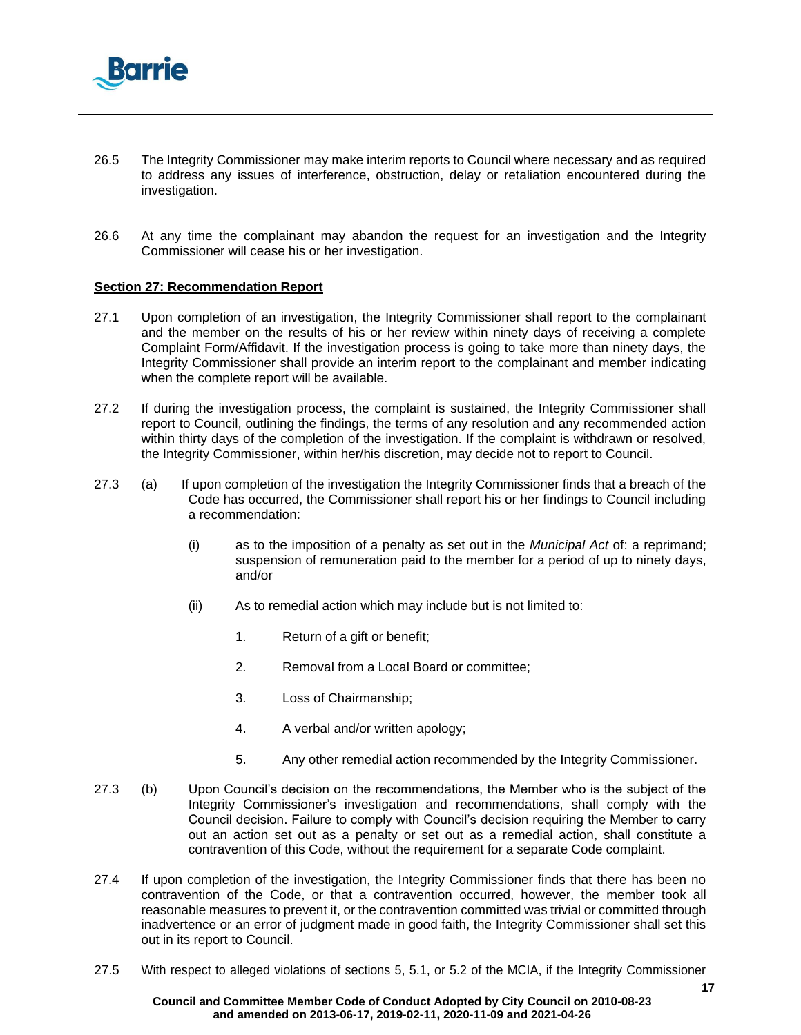26.5 The Integrity Commissioner may make interim reports to Council where necessary and as required to address any issues of interference, obstruction, delay or retaliation encountered during the investigation.

26.6 At any time the complainant may abandon the request for an investigation and the Integrity Commissioner will cease his or her investigation.

**Section 27: Recommendation Report**

27.1 Upon completion of an investigation, the Integrity Commissioner shall report to the complainant and the member on the results of his or her review within ninety days of receiving a complete Complaint Form/Affidavit. If the investigation process is going to take more than ninety days, the Integrity Commissioner shall provide an interim report to the complainant and member indicating when the complete report will be available.

27.2 If during the investigation process, the complaint is sustained, the Integrity Commissioner shall report to Council, outlining the findings, the terms of any resolution and any recommended action within thirty days of the completion of the investigation. If the complaint is withdrawn or resolved, the Integrity Commissioner, within her/his discretion, may decide not to report to Council.

27.3 (a) If upon completion of the investigation the Integrity Commissioner finds that a breach of the Code has occurred, the Commissioner shall report his or her findings to Council including a recommendation:

(i) as to the imposition of a penalty as set out in the *Municipal Act* of: a reprimand; suspension of remuneration paid to the member for a period of up to ninety days, and/or

(ii) As to remedial action which may include but is not limited to:

1. Return of a gift or benefit;
2. Removal from a Local Board or committee;
3. Loss of Chairmanship;
4. A verbal and/or written apology;
5. Any other remedial action recommended by the Integrity Commissioner.

27.3 (b) Upon Council's decision on the recommendations, the Member who is the subject of the Integrity Commissioner's investigation and recommendations, shall comply with the Council decision. Failure to comply with Council's decision requiring the Member to carry out an action set out as a penalty or set out as a remedial action, shall constitute a contravention of this Code, without the requirement for a separate Code complaint.

27.4 If upon completion of the investigation, the Integrity Commissioner finds that there has been no contravention of the Code, or that a contravention occurred, however, the member took all reasonable measures to prevent it, or the contravention committed was trivial or committed through inadvertence or an error of judgment made in good faith, the Integrity Commissioner shall set this out in its report to Council.

27.5 With respect to alleged violations of sections 5, 5.1, or 5.2 of the MCIA, if the Integrity Commissioner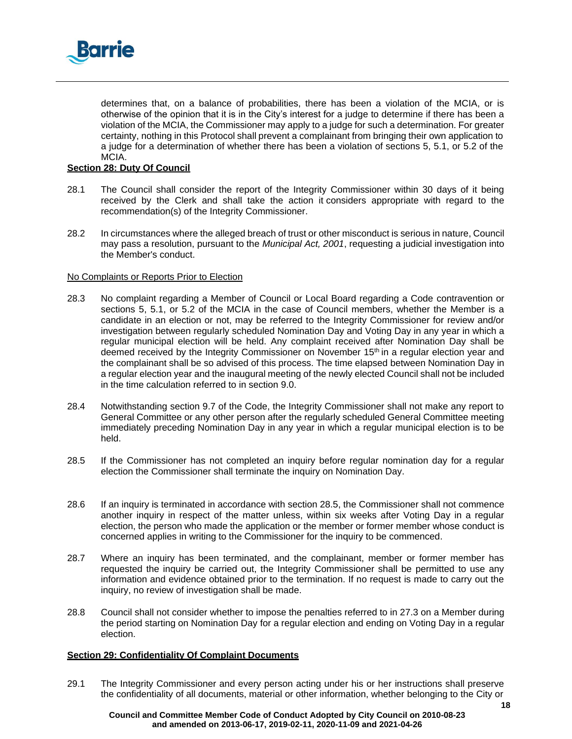determines that, on a balance of probabilities, there has been a violation of the MCIA, or is otherwise of the opinion that it is in the City's interest for a judge to determine if there has been a violation of the MCIA, the Commissioner may apply to a judge for such a determination. For greater certainty, nothing in this Protocol shall prevent a complainant from bringing their own application to a judge for a determination of whether there has been a violation of sections 5, 5.1, or 5.2 of the MCIA.

**Section 28: Duty Of Council**

28.1 The Council shall consider the report of the Integrity Commissioner within 30 days of it being received by the Clerk and shall take the action it considers appropriate with regard to the recommendation(s) of the Integrity Commissioner.

28.2 In circumstances where the alleged breach of trust or other misconduct is serious in nature, Council may pass a resolution, pursuant to the *Municipal Act, 2001*, requesting a judicial investigation into the Member's conduct.

No Complaints or Reports Prior to Election

28.3 No complaint regarding a Member of Council or Local Board regarding a Code contravention or sections 5, 5.1, or 5.2 of the MCIA in the case of Council members, whether the Member is a candidate in an election or not, may be referred to the Integrity Commissioner for review and/or investigation between regularly scheduled Nomination Day and Voting Day in any year in which a regular municipal election will be held. Any complaint received after Nomination Day shall be deemed received by the Integrity Commissioner on November 15th in a regular election year and the complainant shall be so advised of this process. The time elapsed between Nomination Day in a regular election year and the inaugural meeting of the newly elected Council shall not be included in the time calculation referred to in section 9.0.

28.4 Notwithstanding section 9.7 of the Code, the Integrity Commissioner shall not make any report to General Committee or any other person after the regularly scheduled General Committee meeting immediately preceding Nomination Day in any year in which a regular municipal election is to be held.

28.5 If the Commissioner has not completed an inquiry before regular nomination day for a regular election the Commissioner shall terminate the inquiry on Nomination Day.

28.6 If an inquiry is terminated in accordance with section 28.5, the Commissioner shall not commence another inquiry in respect of the matter unless, within six weeks after Voting Day in a regular election, the person who made the application or the member or former member whose conduct is concerned applies in writing to the Commissioner for the inquiry to be commenced.

28.7 Where an inquiry has been terminated, and the complainant, member or former member has requested the inquiry be carried out, the Integrity Commissioner shall be permitted to use any information and evidence obtained prior to the termination. If no request is made to carry out the inquiry, no review of investigation shall be made.

28.8 Council shall not consider whether to impose the penalties referred to in 27.3 on a Member during the period starting on Nomination Day for a regular election and ending on Voting Day in a regular election.

**Section 29: Confidentiality Of Complaint Documents**

29.1 The Integrity Commissioner and every person acting under his or her instructions shall preserve the confidentiality of all documents, material or other information, whether belonging to the City or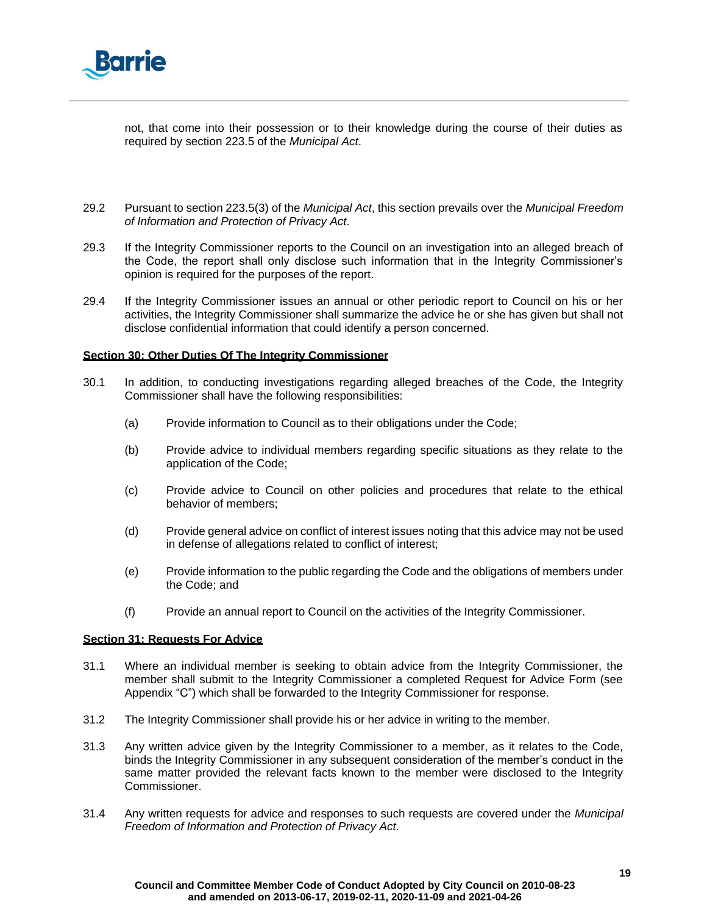not, that come into their possession or to their knowledge during the course of their duties as required by section 223.5 of the *Municipal Act*.

29.2 Pursuant to section 223.5(3) of the *Municipal Act*, this section prevails over the *Municipal Freedom of Information and Protection of Privacy Act*.

29.3 If the Integrity Commissioner reports to the Council on an investigation into an alleged breach of the Code, the report shall only disclose such information that in the Integrity Commissioner's opinion is required for the purposes of the report.

29.4 If the Integrity Commissioner issues an annual or other periodic report to Council on his or her activities, the Integrity Commissioner shall summarize the advice he or she has given but shall not disclose confidential information that could identify a person concerned.

**Section 30: Other Duties Of The Integrity Commissioner**

30.1 In addition, to conducting investigations regarding alleged breaches of the Code, the Integrity Commissioner shall have the following responsibilities:

(a) Provide information to Council as to their obligations under the Code;

(b) Provide advice to individual members regarding specific situations as they relate to the application of the Code;

(c) Provide advice to Council on other policies and procedures that relate to the ethical behavior of members;

(d) Provide general advice on conflict of interest issues noting that this advice may not be used in defense of allegations related to conflict of interest;

(e) Provide information to the public regarding the Code and the obligations of members under the Code; and

(f) Provide an annual report to Council on the activities of the Integrity Commissioner.

**Section 31: Requests For Advice**

31.1 Where an individual member is seeking to obtain advice from the Integrity Commissioner, the member shall submit to the Integrity Commissioner a completed Request for Advice Form (see Appendix "C") which shall be forwarded to the Integrity Commissioner for response.

31.2 The Integrity Commissioner shall provide his or her advice in writing to the member.

31.3 Any written advice given by the Integrity Commissioner to a member, as it relates to the Code, binds the Integrity Commissioner in any subsequent consideration of the member's conduct in the same matter provided the relevant facts known to the member were disclosed to the Integrity Commissioner.

31.4 Any written requests for advice and responses to such requests are covered under the *Municipal Freedom of Information and Protection of Privacy Act*.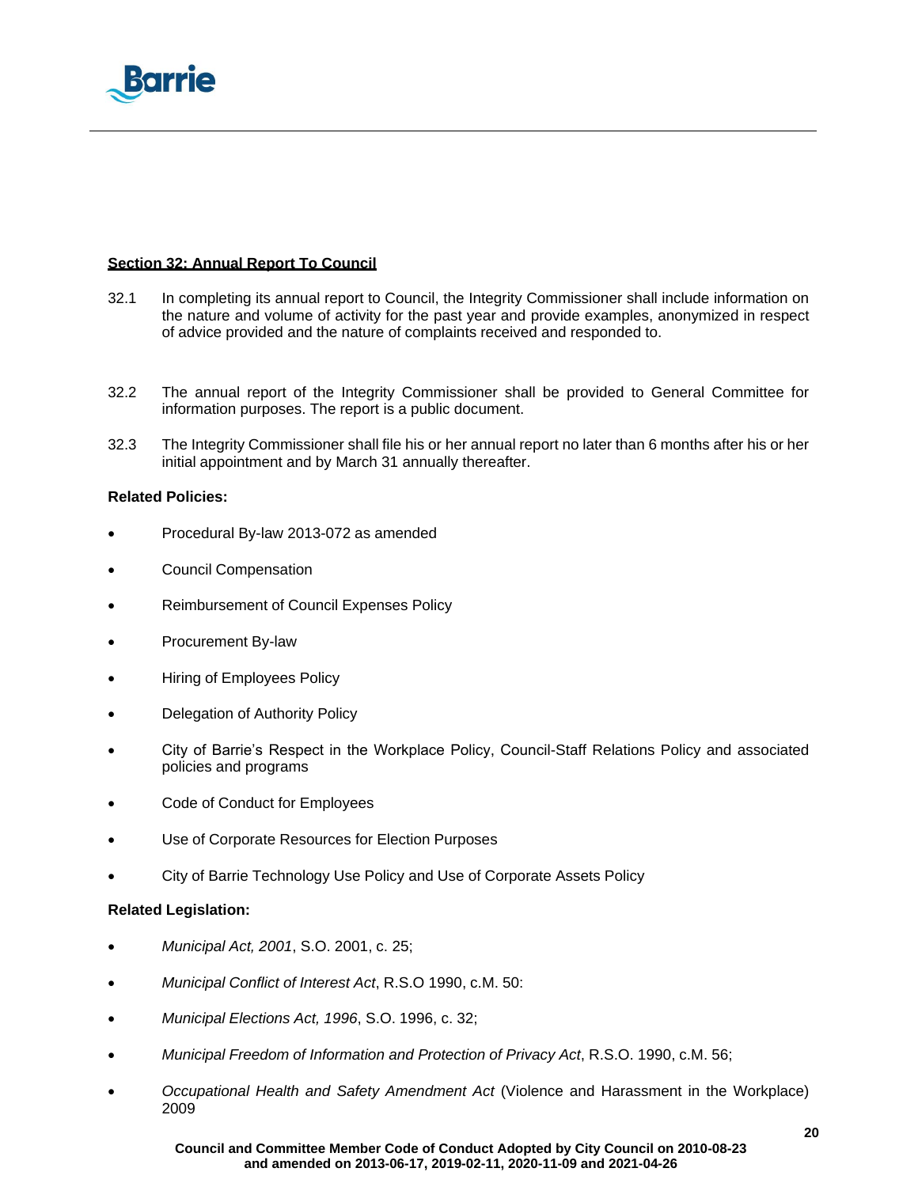**Section 32: Annual Report To Council**

32.1 In completing its annual report to Council, the Integrity Commissioner shall include information on the nature and volume of activity for the past year and provide examples, anonymized in respect of advice provided and the nature of complaints received and responded to.

32.2 The annual report of the Integrity Commissioner shall be provided to General Committee for information purposes. The report is a public document.

32.3 The Integrity Commissioner shall file his or her annual report no later than 6 months after his or her initial appointment and by March 31 annually thereafter.

**Related Policies:**

- Procedural By-law 2013-072 as amended
- Council Compensation
- Reimbursement of Council Expenses Policy
- Procurement By-law
- Hiring of Employees Policy
- Delegation of Authority Policy
- City of Barrie's Respect in the Workplace Policy, Council-Staff Relations Policy and associated policies and programs
- Code of Conduct for Employees
- Use of Corporate Resources for Election Purposes
- City of Barrie Technology Use Policy and Use of Corporate Assets Policy

**Related Legislation:**

- *Municipal Act, 2001*, S.O. 2001, c. 25;
- *Municipal Conflict of Interest Act*, R.S.O 1990, c.M. 50:
- *Municipal Elections Act, 1996*, S.O. 1996, c. 32;
- *Municipal Freedom of Information and Protection of Privacy Act*, R.S.O. 1990, c.M. 56;
- *Occupational Health and Safety Amendment Act* (Violence and Harassment in the Workplace) 2009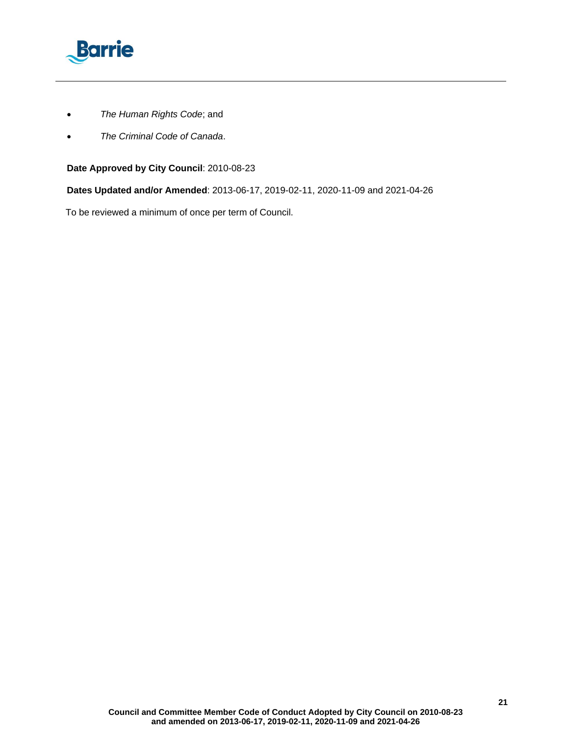- *The Human Rights Code*; and
- *The Criminal Code of Canada*.

**Date Approved by City Council**: 2010-08-23

**Dates Updated and/or Amended**: 2013-06-17, 2019-02-11, 2020-11-09 and 2021-04-26

To be reviewed a minimum of once per term of Council.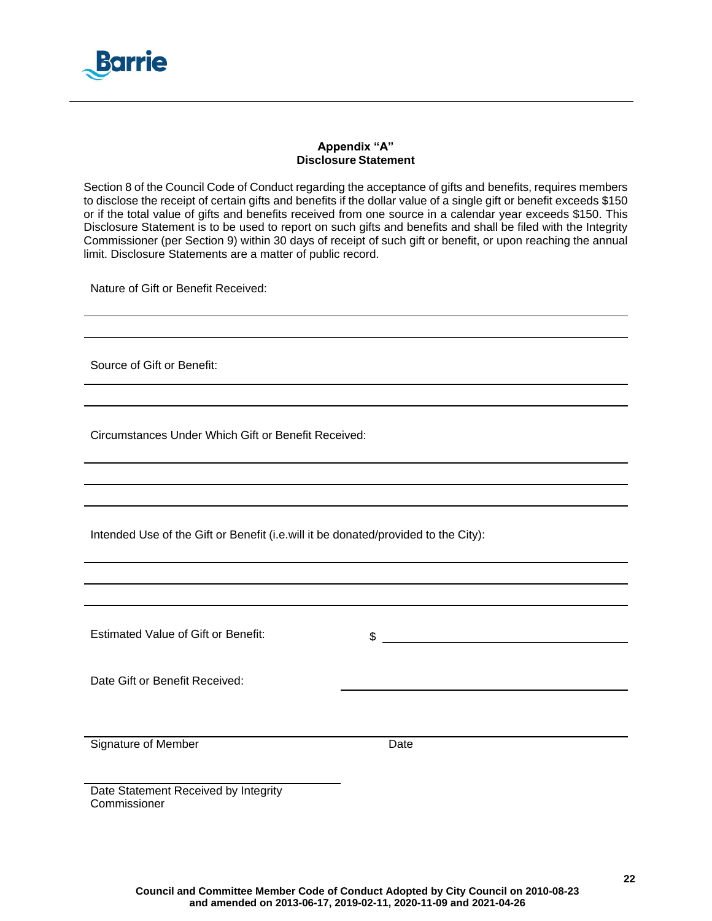## Appendix "A"
## Disclosure Statement

Section 8 of the Council Code of Conduct regarding the acceptance of gifts and benefits, requires members to disclose the receipt of certain gifts and benefits if the dollar value of a single gift or benefit exceeds $150 or if the total value of gifts and benefits received from one source in a calendar year exceeds $150. This Disclosure Statement is to be used to report on such gifts and benefits and shall be filed with the Integrity Commissioner (per Section 9) within 30 days of receipt of such gift or benefit, or upon reaching the annual limit. Disclosure Statements are a matter of public record.

Nature of Gift or Benefit Received:

______________________________________________________________________

______________________________________________________________________

Source of Gift or Benefit:

______________________________________________________________________

______________________________________________________________________

Circumstances Under Which Gift or Benefit Received:

______________________________________________________________________

______________________________________________________________________

______________________________________________________________________

Intended Use of the Gift or Benefit (i.e.will it be donated/provided to the City):

______________________________________________________________________

______________________________________________________________________

______________________________________________________________________

Estimated Value of Gift or Benefit: $ ______________________________

Date Gift or Benefit Received: ______________________________

______________________________________________________________________

Signature of Member Date

______________________________

Date Statement Received by Integrity Commissioner

**Council and Committee Member Code of Conduct Adopted by City Council on 2010-08-23 and amended on 2013-06-17, 2019-02-11, 2020-11-09 and 2021-04-26**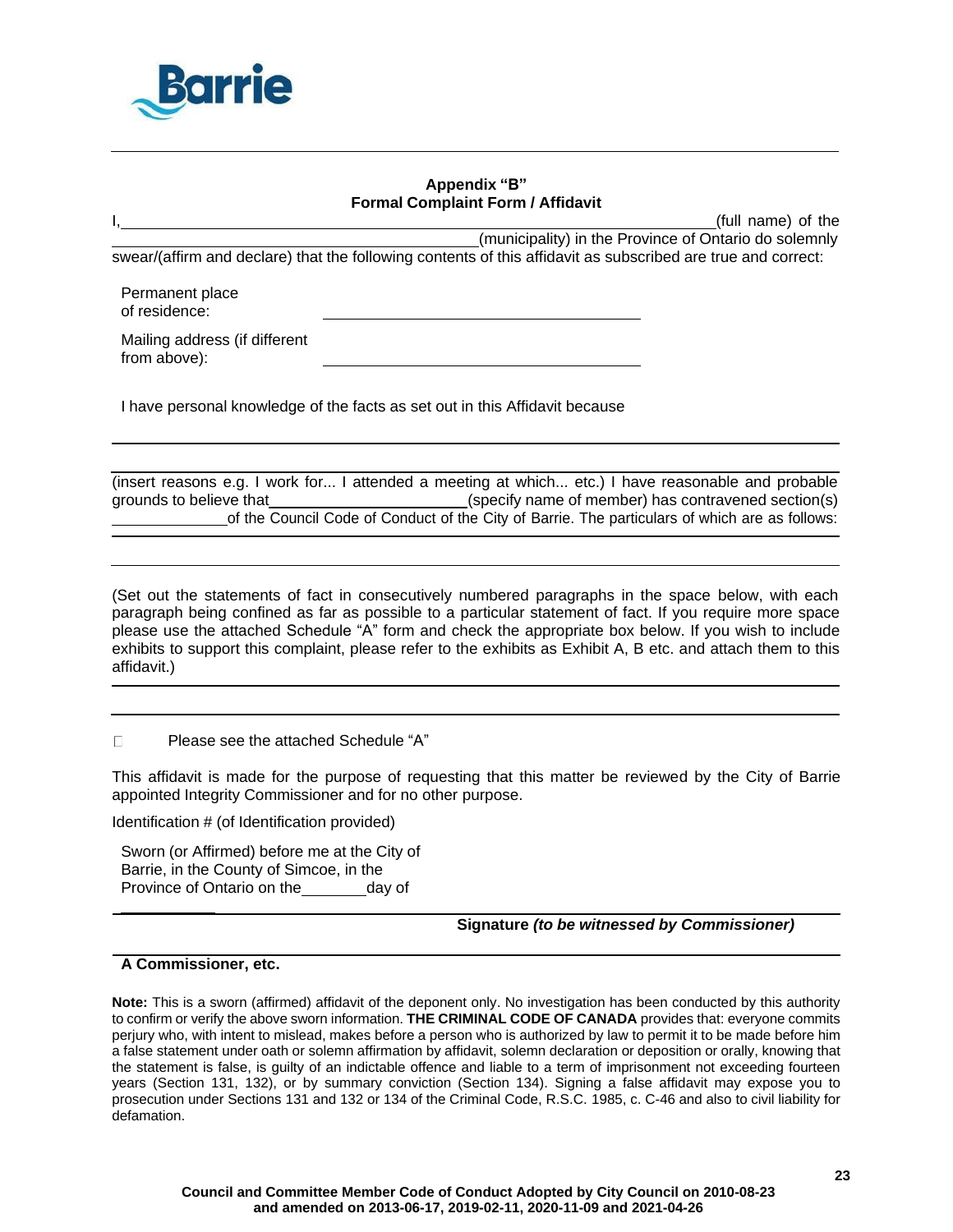**Appendix "B"**
**Formal Complaint Form / Affidavit**

I, \_\_\_\_\_\_\_\_\_\_\_\_\_\_\_\_\_\_\_\_\_\_\_\_\_\_\_\_\_\_\_\_\_\_\_\_\_\_\_\_\_\_\_\_\_\_\_\_\_\_\_\_\_\_\_\_\_\_\_\_(full name) of the \_\_\_\_\_\_\_\_\_\_\_\_\_\_\_\_\_\_\_\_\_\_\_\_\_\_\_\_\_\_\_\_\_\_\_\_\_\_\_\_\_\_(municipality) in the Province of Ontario do solemnly swear/(affirm and declare) that the following contents of this affidavit as subscribed are true and correct:

Permanent place of residence: \_\_\_\_\_\_\_\_\_\_\_\_\_\_\_\_\_\_\_\_\_\_\_\_\_\_\_\_\_\_\_\_\_\_\_\_\_\_

Mailing address (if different from above): \_\_\_\_\_\_\_\_\_\_\_\_\_\_\_\_\_\_\_\_\_\_\_\_\_\_\_\_\_\_\_\_\_\_\_\_\_\_

I have personal knowledge of the facts as set out in this Affidavit because

\_\_\_\_\_\_\_\_\_\_\_\_\_\_\_\_\_\_\_\_\_\_\_\_\_\_\_\_\_\_\_\_\_\_\_\_\_\_\_\_\_\_\_\_\_\_\_\_\_\_\_\_\_\_\_\_\_\_\_\_\_\_\_\_\_\_\_\_\_\_\_\_\_\_\_\_\_\_\_\_\_\_\_\_\_\_\_\_\_\_\_

\_\_\_\_\_\_\_\_\_\_\_\_\_\_\_\_\_\_\_\_\_\_\_\_\_\_\_\_\_\_\_\_\_\_\_\_\_\_\_\_\_\_\_\_\_\_\_\_\_\_\_\_\_\_\_\_\_\_\_\_\_\_\_\_\_\_\_\_\_\_\_\_\_\_\_\_\_\_\_\_\_\_\_\_\_\_\_\_\_\_\_

(insert reasons e.g. I work for... I attended a meeting at which... etc.) I have reasonable and probable grounds to believe that \_\_\_\_\_\_\_\_\_\_\_\_\_\_\_\_\_\_\_\_\_\_\_\_(specify name of member) has contravened section(s) \_\_\_\_\_\_\_\_\_\_\_\_\_\_\_ of the Council Code of Conduct of the City of Barrie. The particulars of which are as follows:

\_\_\_\_\_\_\_\_\_\_\_\_\_\_\_\_\_\_\_\_\_\_\_\_\_\_\_\_\_\_\_\_\_\_\_\_\_\_\_\_\_\_\_\_\_\_\_\_\_\_\_\_\_\_\_\_\_\_\_\_\_\_\_\_\_\_\_\_\_\_\_\_\_\_\_\_\_\_\_\_\_\_\_\_\_\_\_\_\_\_\_

\_\_\_\_\_\_\_\_\_\_\_\_\_\_\_\_\_\_\_\_\_\_\_\_\_\_\_\_\_\_\_\_\_\_\_\_\_\_\_\_\_\_\_\_\_\_\_\_\_\_\_\_\_\_\_\_\_\_\_\_\_\_\_\_\_\_\_\_\_\_\_\_\_\_\_\_\_\_\_\_\_\_\_\_\_\_\_\_\_\_\_

(Set out the statements of fact in consecutively numbered paragraphs in the space below, with each paragraph being confined as far as possible to a particular statement of fact. If you require more space please use the attached Schedule "A" form and check the appropriate box below. If you wish to include exhibits to support this complaint, please refer to the exhibits as Exhibit A, B etc. and attach them to this affidavit.)

\_\_\_\_\_\_\_\_\_\_\_\_\_\_\_\_\_\_\_\_\_\_\_\_\_\_\_\_\_\_\_\_\_\_\_\_\_\_\_\_\_\_\_\_\_\_\_\_\_\_\_\_\_\_\_\_\_\_\_\_\_\_\_\_\_\_\_\_\_\_\_\_\_\_\_\_\_\_\_\_\_\_\_\_\_\_\_\_\_\_\_

\_\_\_\_\_\_\_\_\_\_\_\_\_\_\_\_\_\_\_\_\_\_\_\_\_\_\_\_\_\_\_\_\_\_\_\_\_\_\_\_\_\_\_\_\_\_\_\_\_\_\_\_\_\_\_\_\_\_\_\_\_\_\_\_\_\_\_\_\_\_\_\_\_\_\_\_\_\_\_\_\_\_\_\_\_\_\_\_\_\_\_

☐ Please see the attached Schedule "A"

This affidavit is made for the purpose of requesting that this matter be reviewed by the City of Barrie appointed Integrity Commissioner and for no other purpose.

Identification # (of Identification provided)

Sworn (or Affirmed) before me at the City of Barrie, in the County of Simcoe, in the Province of Ontario on the \_\_\_\_\_\_\_\_ day of \_\_\_\_\_\_\_\_\_\_\_\_

\_\_\_\_\_\_\_\_\_\_\_\_\_\_\_\_\_\_\_\_\_\_\_\_\_\_\_\_\_\_\_\_\_\_\_\_\_\_\_\_\_\_\_\_\_\_\_\_\_\_\_\_

**Signature** ***(to be witnessed by Commissioner)***

\_\_\_\_\_\_\_\_\_\_\_\_\_\_\_\_\_\_\_\_\_\_\_\_\_\_\_\_\_\_\_\_\_\_\_\_\_\_\_\_\_\_\_\_\_\_\_\_\_\_\_\_

**A Commissioner, etc.**

**Note:** This is a sworn (affirmed) affidavit of the deponent only. No investigation has been conducted by this authority to confirm or verify the above sworn information. **THE CRIMINAL CODE OF CANADA** provides that: everyone commits perjury who, with intent to mislead, makes before a person who is authorized by law to permit it to be made before him a false statement under oath or solemn affirmation by affidavit, solemn declaration or deposition or orally, knowing that the statement is false, is guilty of an indictable offence and liable to a term of imprisonment not exceeding fourteen years (Section 131, 132), or by summary conviction (Section 134). Signing a false affidavit may expose you to prosecution under Sections 131 and 132 or 134 of the Criminal Code, R.S.C. 1985, c. C-46 and also to civil liability for defamation.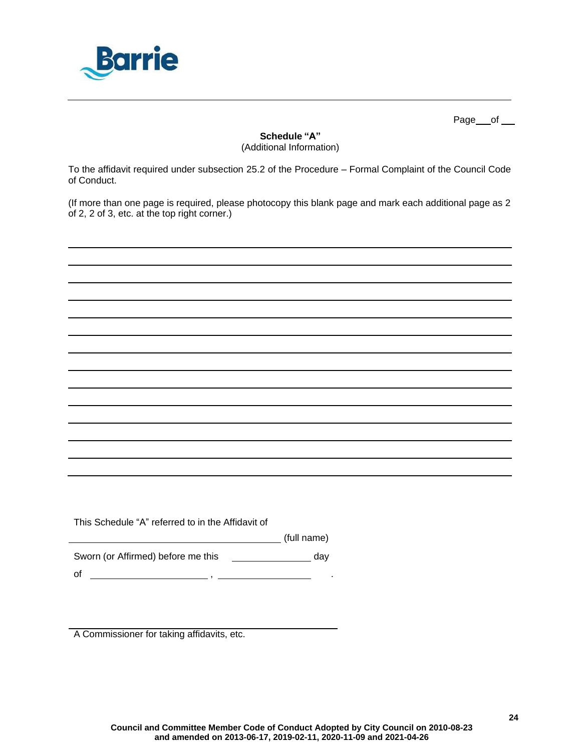Page ___ of ___

**Schedule “A”**
(Additional Information)

To the affidavit required under subsection 25.2 of the Procedure – Formal Complaint of the Council Code of Conduct.

(If more than one page is required, please photocopy this blank page and mark each additional page as 2 of 2, 2 of 3, etc. at the top right corner.)

______________________________________________________________________________

______________________________________________________________________________

______________________________________________________________________________

______________________________________________________________________________

______________________________________________________________________________

______________________________________________________________________________

______________________________________________________________________________

______________________________________________________________________________

______________________________________________________________________________

______________________________________________________________________________

______________________________________________________________________________

______________________________________________________________________________

______________________________________________________________________________

______________________________________________________________________________

This Schedule “A” referred to in the Affidavit of

______________________________ (full name)

Sworn (or Affirmed) before me this ____________ day

of ____________________ , ________________ .

______________________________
A Commissioner for taking affidavits, etc.

**Council and Committee Member Code of Conduct Adopted by City Council on 2010-08-23 and amended on 2013-06-17, 2019-02-11, 2020-11-09 and 2021-04-26**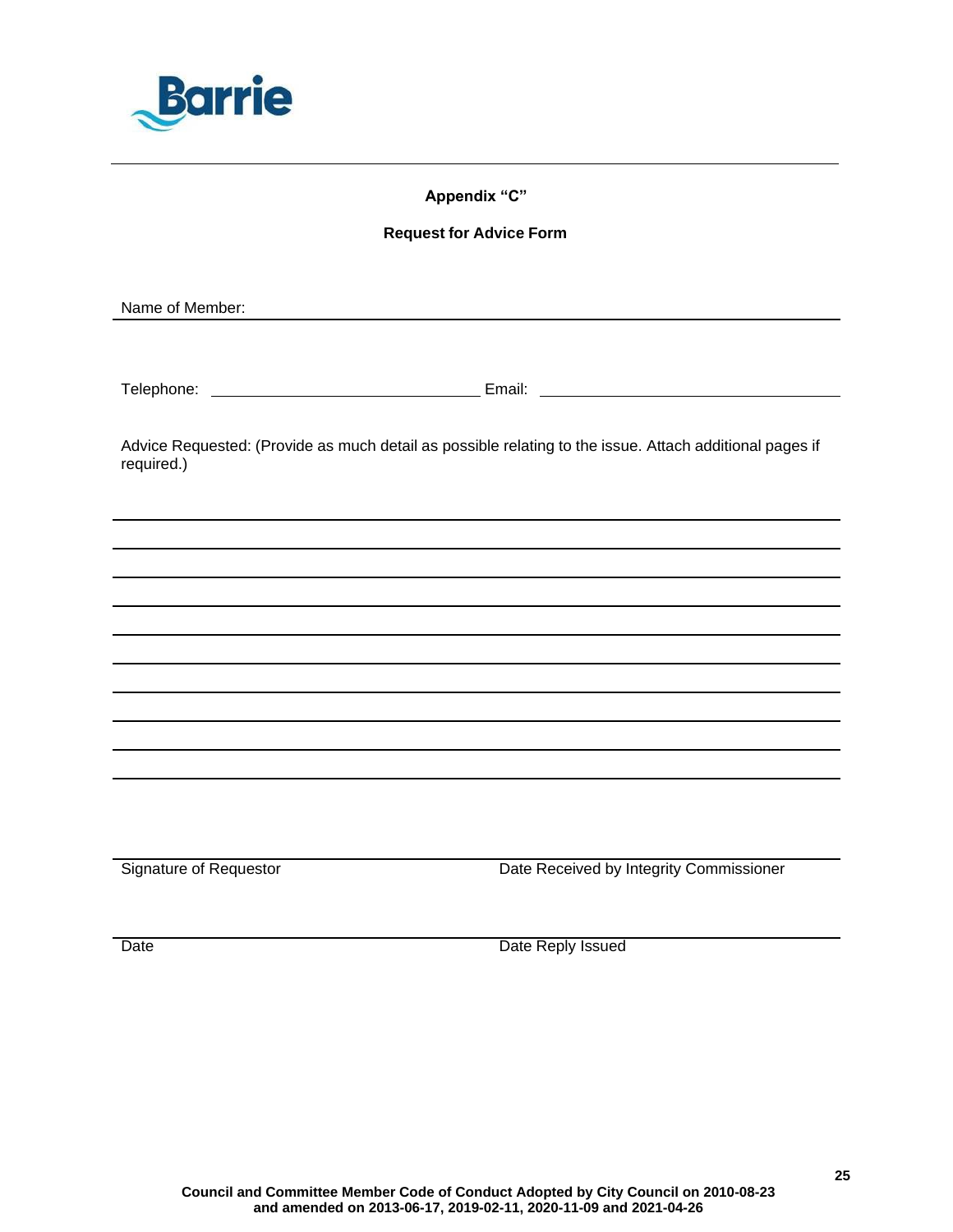## Appendix "C"

## Request for Advice Form

Name of Member: ______________________________________________

Telephone: ______________________ Email: ______________________

Advice Requested: (Provide as much detail as possible relating to the issue. Attach additional pages if required.)

______________________________________________

______________________________________________

______________________________________________

______________________________________________

______________________________________________

______________________________________________

______________________________________________

______________________________________________

______________________________________________

______________________________________________

Signature of Requestor ______________________ Date Received by Integrity Commissioner ______________________

Date ______________________ Date Reply Issued ______________________

Council and Committee Member Code of Conduct Adopted by City Council on 2010-08-23 and amended on 2013-06-17, 2019-02-11, 2020-11-09 and 2021-04-26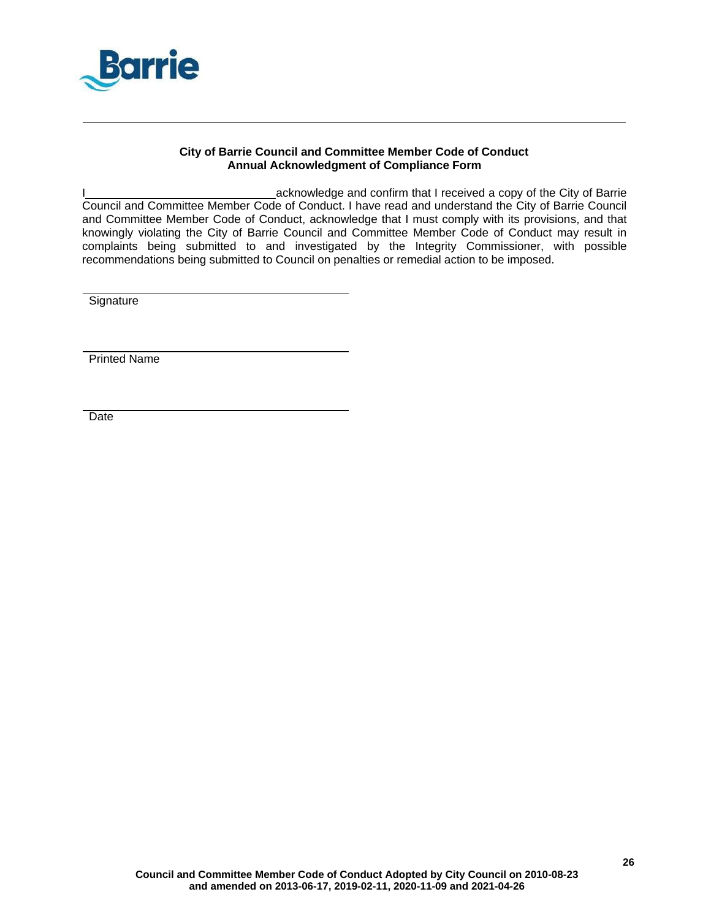**City of Barrie Council and Committee Member Code of Conduct**
**Annual Acknowledgment of Compliance Form**

I\_\_\_\_\_\_\_\_\_\_\_\_\_\_\_\_\_\_\_\_\_\_\_\_\_\_\_\_\_\_acknowledge and confirm that I received a copy of the City of Barrie Council and Committee Member Code of Conduct. I have read and understand the City of Barrie Council and Committee Member Code of Conduct, acknowledge that I must comply with its provisions, and that knowingly violating the City of Barrie Council and Committee Member Code of Conduct may result in complaints being submitted to and investigated by the Integrity Commissioner, with possible recommendations being submitted to Council on penalties or remedial action to be imposed.

\_\_\_\_\_\_\_\_\_\_\_\_\_\_\_\_\_\_\_\_\_\_\_\_\_\_\_\_\_\_\_\_\_\_\_\_\_\_\_\_
Signature

\_\_\_\_\_\_\_\_\_\_\_\_\_\_\_\_\_\_\_\_\_\_\_\_\_\_\_\_\_\_\_\_\_\_\_\_\_\_\_\_
Printed Name

\_\_\_\_\_\_\_\_\_\_\_\_\_\_\_\_\_\_\_\_\_\_\_\_\_\_\_\_\_\_\_\_\_\_\_\_\_\_\_\_
Date